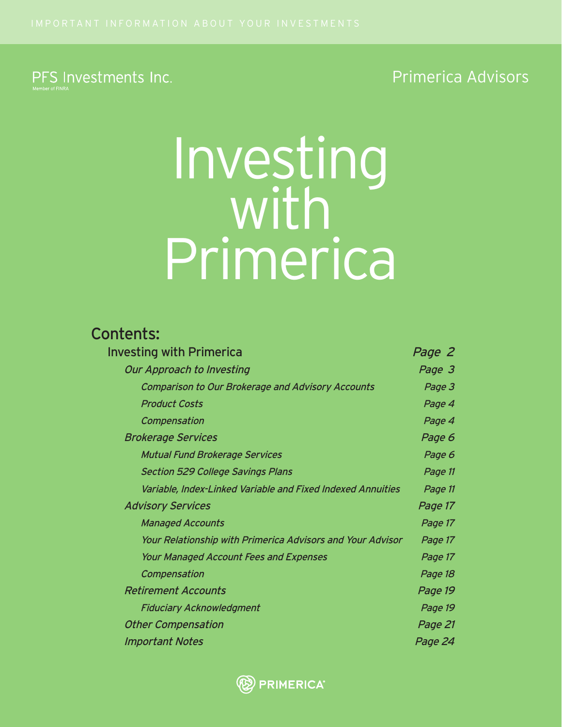IMPORTANT INFORMATION ABOUT YOUR INVESTMENTS

PFS Investments Inc.
Member of FINRA

Primerica Advisors

# Investing with Primerica

## Contents:

| | |
|---|---|
| Investing with Primerica | *Page 2* |
| *Our Approach to Investing* | *Page 3* |
| *Comparison to Our Brokerage and Advisory Accounts* | *Page 3* |
| *Product Costs* | *Page 4* |
| *Compensation* | *Page 4* |
| *Brokerage Services* | *Page 6* |
| *Mutual Fund Brokerage Services* | *Page 6* |
| *Section 529 College Savings Plans* | *Page 11* |
| *Variable, Index-Linked Variable and Fixed Indexed Annuities* | *Page 11* |
| *Advisory Services* | *Page 17* |
| *Managed Accounts* | *Page 17* |
| *Your Relationship with Primerica Advisors and Your Advisor* | *Page 17* |
| *Your Managed Account Fees and Expenses* | *Page 17* |
| *Compensation* | *Page 18* |
| *Retirement Accounts* | *Page 19* |
| *Fiduciary Acknowledgment* | *Page 19* |
| *Other Compensation* | *Page 21* |
| *Important Notes* | *Page 24* |

PRIMERICA®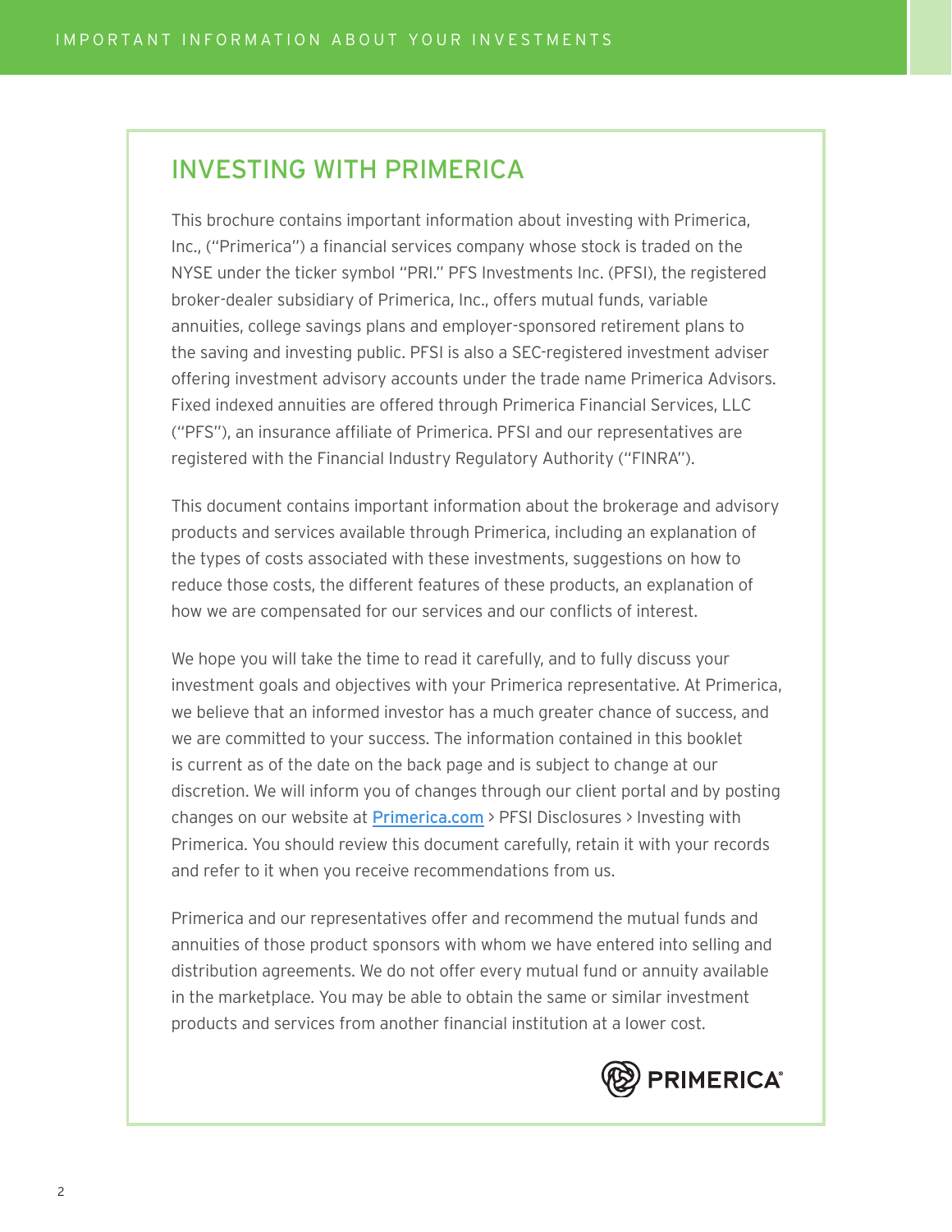# INVESTING WITH PRIMERICA

This brochure contains important information about investing with Primerica, Inc., ("Primerica") a financial services company whose stock is traded on the NYSE under the ticker symbol "PRI." PFS Investments Inc. (PFSI), the registered broker-dealer subsidiary of Primerica, Inc., offers mutual funds, variable annuities, college savings plans and employer-sponsored retirement plans to the saving and investing public. PFSI is also a SEC-registered investment adviser offering investment advisory accounts under the trade name Primerica Advisors. Fixed indexed annuities are offered through Primerica Financial Services, LLC ("PFS"), an insurance affiliate of Primerica. PFSI and our representatives are registered with the Financial Industry Regulatory Authority ("FINRA").

This document contains important information about the brokerage and advisory products and services available through Primerica, including an explanation of the types of costs associated with these investments, suggestions on how to reduce those costs, the different features of these products, an explanation of how we are compensated for our services and our conflicts of interest.

We hope you will take the time to read it carefully, and to fully discuss your investment goals and objectives with your Primerica representative. At Primerica, we believe that an informed investor has a much greater chance of success, and we are committed to your success. The information contained in this booklet is current as of the date on the back page and is subject to change at our discretion. We will inform you of changes through our client portal and by posting changes on our website at Primerica.com > PFSI Disclosures > Investing with Primerica. You should review this document carefully, retain it with your records and refer to it when you receive recommendations from us.

Primerica and our representatives offer and recommend the mutual funds and annuities of those product sponsors with whom we have entered into selling and distribution agreements. We do not offer every mutual fund or annuity available in the marketplace. You may be able to obtain the same or similar investment products and services from another financial institution at a lower cost.

PRIMERICA®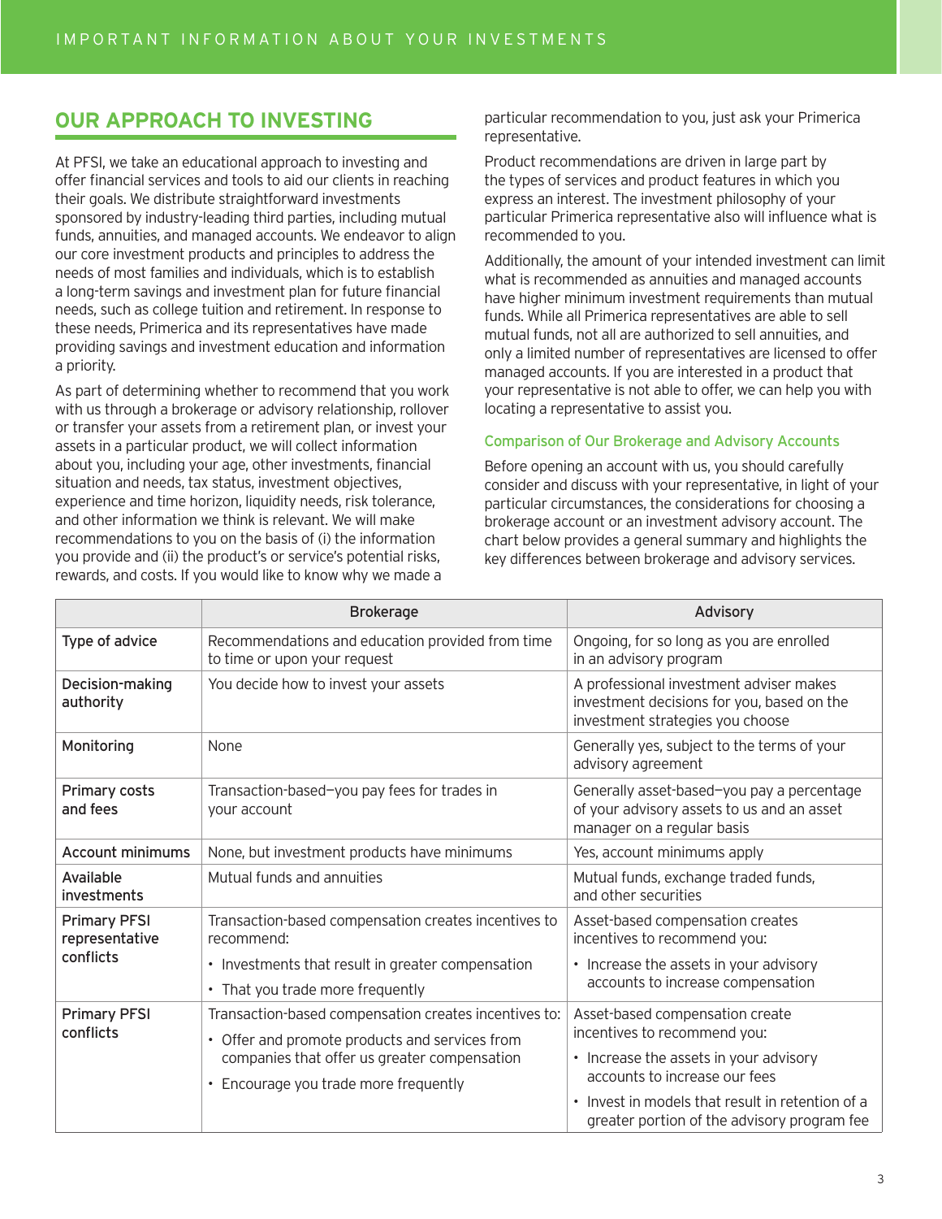## OUR APPROACH TO INVESTING

At PFSI, we take an educational approach to investing and offer financial services and tools to aid our clients in reaching their goals. We distribute straightforward investments sponsored by industry-leading third parties, including mutual funds, annuities, and managed accounts. We endeavor to align our core investment products and principles to address the needs of most families and individuals, which is to establish a long-term savings and investment plan for future financial needs, such as college tuition and retirement. In response to these needs, Primerica and its representatives have made providing savings and investment education and information a priority.

As part of determining whether to recommend that you work with us through a brokerage or advisory relationship, rollover or transfer your assets from a retirement plan, or invest your assets in a particular product, we will collect information about you, including your age, other investments, financial situation and needs, tax status, investment objectives, experience and time horizon, liquidity needs, risk tolerance, and other information we think is relevant. We will make recommendations to you on the basis of (i) the information you provide and (ii) the product's or service's potential risks, rewards, and costs. If you would like to know why we made a particular recommendation to you, just ask your Primerica representative.

Product recommendations are driven in large part by the types of services and product features in which you express an interest. The investment philosophy of your particular Primerica representative also will influence what is recommended to you.

Additionally, the amount of your intended investment can limit what is recommended as annuities and managed accounts have higher minimum investment requirements than mutual funds. While all Primerica representatives are able to sell mutual funds, not all are authorized to sell annuities, and only a limited number of representatives are licensed to offer managed accounts. If you are interested in a product that your representative is not able to offer, we can help you with locating a representative to assist you.

### Comparison of Our Brokerage and Advisory Accounts

Before opening an account with us, you should carefully consider and discuss with your representative, in light of your particular circumstances, the considerations for choosing a brokerage account or an investment advisory account. The chart below provides a general summary and highlights the key differences between brokerage and advisory services.

| | Brokerage | Advisory |
|---|---|---|
| Type of advice | Recommendations and education provided from time to time or upon your request | Ongoing, for so long as you are enrolled in an advisory program |
| Decision-making authority | You decide how to invest your assets | A professional investment adviser makes investment decisions for you, based on the investment strategies you choose |
| Monitoring | None | Generally yes, subject to the terms of your advisory agreement |
| Primary costs and fees | Transaction-based—you pay fees for trades in your account | Generally asset-based—you pay a percentage of your advisory assets to us and an asset manager on a regular basis |
| Account minimums | None, but investment products have minimums | Yes, account minimums apply |
| Available investments | Mutual funds and annuities | Mutual funds, exchange traded funds, and other securities |
| Primary PFSI representative conflicts | Transaction-based compensation creates incentives to recommend:<br>• Investments that result in greater compensation<br>• That you trade more frequently | Asset-based compensation creates incentives to recommend you:<br>• Increase the assets in your advisory accounts to increase compensation |
| Primary PFSI conflicts | Transaction-based compensation creates incentives to:<br>• Offer and promote products and services from companies that offer us greater compensation<br>• Encourage you trade more frequently | Asset-based compensation create incentives to recommend you:<br>• Increase the assets in your advisory accounts to increase our fees<br>• Invest in models that result in retention of a greater portion of the advisory program fee |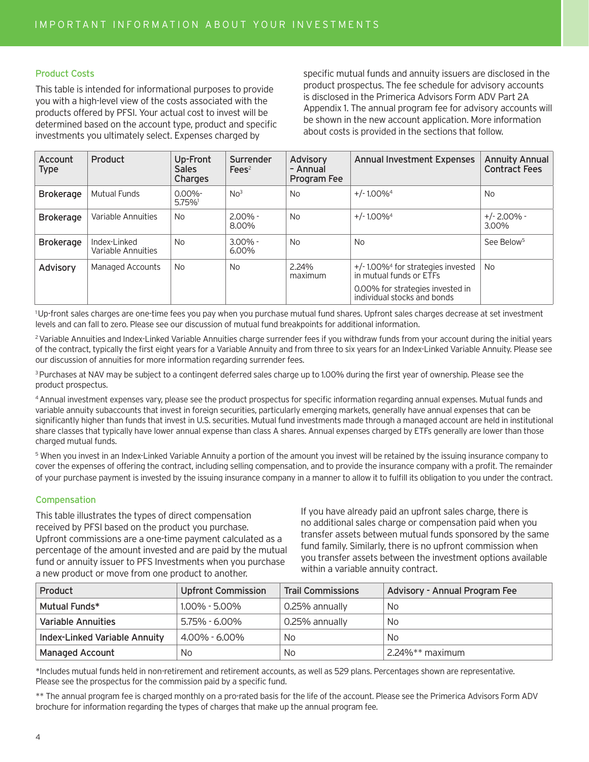### Product Costs

This table is intended for informational purposes to provide you with a high-level view of the costs associated with the products offered by PFSI. Your actual cost to invest will be determined based on the account type, product and specific investments you ultimately select. Expenses charged by specific mutual funds and annuity issuers are disclosed in the product prospectus. The fee schedule for advisory accounts is disclosed in the Primerica Advisors Form ADV Part 2A Appendix 1. The annual program fee for advisory accounts will be shown in the new account application. More information about costs is provided in the sections that follow.

| Account Type | Product | Up-Front Sales Charges | Surrender Fees[2] | Advisory - Annual Program Fee | Annual Investment Expenses | Annuity Annual Contract Fees |
|---|---|---|---|---|---|---|
| **Brokerage** | Mutual Funds | 0.00%-5.75%[1] | No[3] | No | +/- 1.00%[4] | No |
| **Brokerage** | Variable Annuities | No | 2.00% - 8.00% | No | +/- 1.00%[4] | +/- 2.00% - 3.00% |
| **Brokerage** | Index-Linked Variable Annuities | No | 3.00% - 6.00% | No | No | See Below[5] |
| **Advisory** | Managed Accounts | No | No | 2.24% maximum | +/- 1.00%[4] for strategies invested in mutual funds or ETFs<br>0.00% for strategies invested in individual stocks and bonds | No |

[1] Up-front sales charges are one-time fees you pay when you purchase mutual fund shares. Upfront sales charges decrease at set investment levels and can fall to zero. Please see our discussion of mutual fund breakpoints for additional information.

[2] Variable Annuities and Index-Linked Variable Annuities charge surrender fees if you withdraw funds from your account during the initial years of the contract, typically the first eight years for a Variable Annuity and from three to six years for an Index-Linked Variable Annuity. Please see our discussion of annuities for more information regarding surrender fees.

[3] Purchases at NAV may be subject to a contingent deferred sales charge up to 1.00% during the first year of ownership. Please see the product prospectus.

[4] Annual investment expenses vary, please see the product prospectus for specific information regarding annual expenses. Mutual funds and variable annuity subaccounts that invest in foreign securities, particularly emerging markets, generally have annual expenses that can be significantly higher than funds that invest in U.S. securities. Mutual fund investments made through a managed account are held in institutional share classes that typically have lower annual expense than class A shares. Annual expenses charged by ETFs generally are lower than those charged mutual funds.

[5] When you invest in an Index-Linked Variable Annuity a portion of the amount you invest will be retained by the issuing insurance company to cover the expenses of offering the contract, including selling compensation, and to provide the insurance company with a profit. The remainder of your purchase payment is invested by the issuing insurance company in a manner to allow it to fulfill its obligation to you under the contract.

### Compensation

This table illustrates the types of direct compensation received by PFSI based on the product you purchase. Upfront commissions are a one-time payment calculated as a percentage of the amount invested and are paid by the mutual fund or annuity issuer to PFS Investments when you purchase a new product or move from one product to another.

If you have already paid an upfront sales charge, there is no additional sales charge or compensation paid when you transfer assets between mutual funds sponsored by the same fund family. Similarly, there is no upfront commission when you transfer assets between the investment options available within a variable annuity contract.

| Product | Upfront Commission | Trail Commissions | Advisory - Annual Program Fee |
|---|---|---|---|
| Mutual Funds* | 1.00% - 5.00% | 0.25% annually | No |
| Variable Annuities | 5.75% - 6.00% | 0.25% annually | No |
| Index-Linked Variable Annuity | 4.00% - 6.00% | No | No |
| Managed Account | No | No | 2.24%** maximum |

*Includes mutual funds held in non-retirement and retirement accounts, as well as 529 plans. Percentages shown are representative. Please see the prospectus for the commission paid by a specific fund.

** The annual program fee is charged monthly on a pro-rated basis for the life of the account. Please see the Primerica Advisors Form ADV brochure for information regarding the types of charges that make up the annual program fee.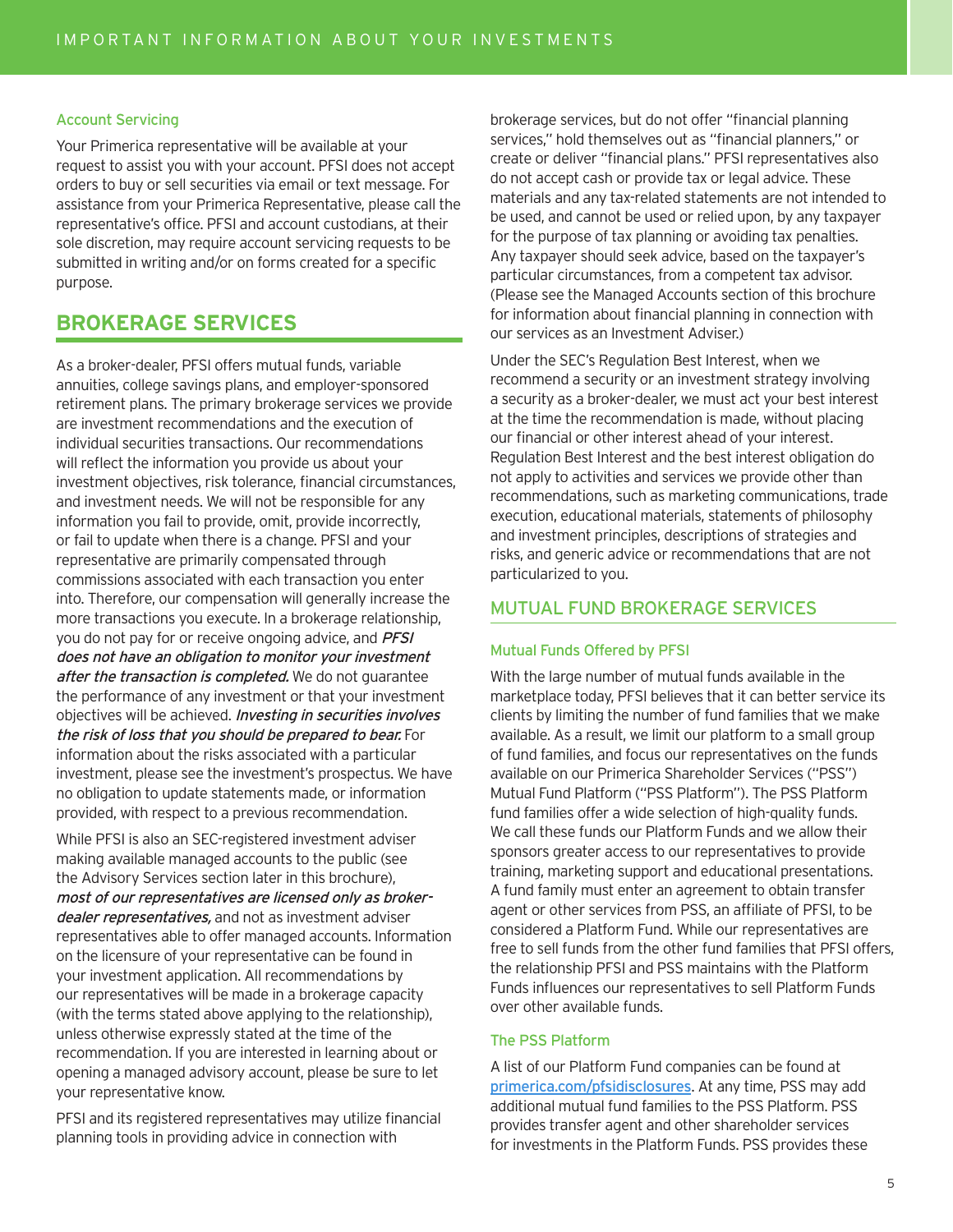### Account Servicing

Your Primerica representative will be available at your request to assist you with your account. PFSI does not accept orders to buy or sell securities via email or text message. For assistance from your Primerica Representative, please call the representative's office. PFSI and account custodians, at their sole discretion, may require account servicing requests to be submitted in writing and/or on forms created for a specific purpose.

## BROKERAGE SERVICES

As a broker-dealer, PFSI offers mutual funds, variable annuities, college savings plans, and employer-sponsored retirement plans. The primary brokerage services we provide are investment recommendations and the execution of individual securities transactions. Our recommendations will reflect the information you provide us about your investment objectives, risk tolerance, financial circumstances, and investment needs. We will not be responsible for any information you fail to provide, omit, provide incorrectly, or fail to update when there is a change. PFSI and your representative are primarily compensated through commissions associated with each transaction you enter into. Therefore, our compensation will generally increase the more transactions you execute. In a brokerage relationship, you do not pay for or receive ongoing advice, and ***PFSI does not have an obligation to monitor your investment after the transaction is completed.*** We do not guarantee the performance of any investment or that your investment objectives will be achieved. ***Investing in securities involves the risk of loss that you should be prepared to bear.*** For information about the risks associated with a particular investment, please see the investment's prospectus. We have no obligation to update statements made, or information provided, with respect to a previous recommendation.

While PFSI is also an SEC-registered investment adviser making available managed accounts to the public (see the Advisory Services section later in this brochure), ***most of our representatives are licensed only as broker-dealer representatives,*** and not as investment adviser representatives able to offer managed accounts. Information on the licensure of your representative can be found in your investment application. All recommendations by our representatives will be made in a brokerage capacity (with the terms stated above applying to the relationship), unless otherwise expressly stated at the time of the recommendation. If you are interested in learning about or opening a managed advisory account, please be sure to let your representative know.

PFSI and its registered representatives may utilize financial planning tools in providing advice in connection with brokerage services, but do not offer "financial planning services," hold themselves out as "financial planners," or create or deliver "financial plans." PFSI representatives also do not accept cash or provide tax or legal advice. These materials and any tax-related statements are not intended to be used, and cannot be used or relied upon, by any taxpayer for the purpose of tax planning or avoiding tax penalties. Any taxpayer should seek advice, based on the taxpayer's particular circumstances, from a competent tax advisor. (Please see the Managed Accounts section of this brochure for information about financial planning in connection with our services as an Investment Adviser.)

Under the SEC's Regulation Best Interest, when we recommend a security or an investment strategy involving a security as a broker-dealer, we must act your best interest at the time the recommendation is made, without placing our financial or other interest ahead of your interest. Regulation Best Interest and the best interest obligation do not apply to activities and services we provide other than recommendations, such as marketing communications, trade execution, educational materials, statements of philosophy and investment principles, descriptions of strategies and risks, and generic advice or recommendations that are not particularized to you.

## MUTUAL FUND BROKERAGE SERVICES

### Mutual Funds Offered by PFSI

With the large number of mutual funds available in the marketplace today, PFSI believes that it can better service its clients by limiting the number of fund families that we make available. As a result, we limit our platform to a small group of fund families, and focus our representatives on the funds available on our Primerica Shareholder Services ("PSS") Mutual Fund Platform ("PSS Platform"). The PSS Platform fund families offer a wide selection of high-quality funds. We call these funds our Platform Funds and we allow their sponsors greater access to our representatives to provide training, marketing support and educational presentations. A fund family must enter an agreement to obtain transfer agent or other services from PSS, an affiliate of PFSI, to be considered a Platform Fund. While our representatives are free to sell funds from the other fund families that PFSI offers, the relationship PFSI and PSS maintains with the Platform Funds influences our representatives to sell Platform Funds over other available funds.

### The PSS Platform

A list of our Platform Fund companies can be found at primerica.com/pfsidisclosures. At any time, PSS may add additional mutual fund families to the PSS Platform. PSS provides transfer agent and other shareholder services for investments in the Platform Funds. PSS provides these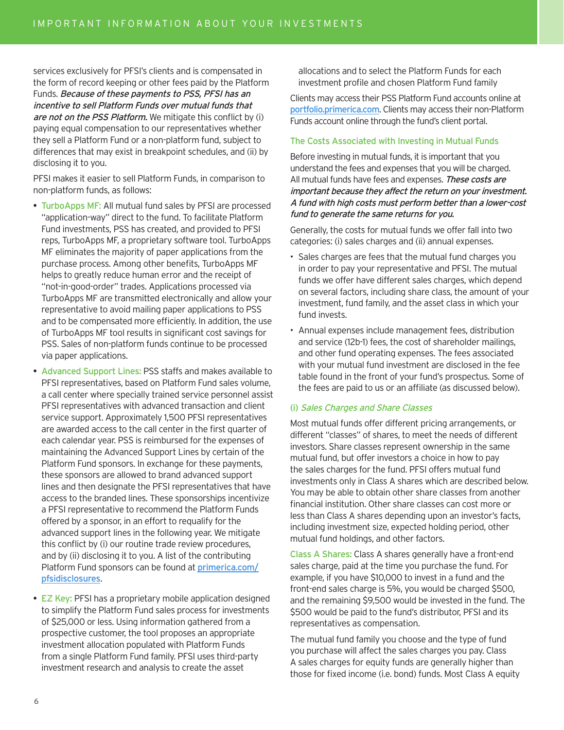services exclusively for PFSI's clients and is compensated in the form of record keeping or other fees paid by the Platform Funds. ***Because of these payments to PSS, PFSI has an incentive to sell Platform Funds over mutual funds that are not on the PSS Platform.*** We mitigate this conflict by (i) paying equal compensation to our representatives whether they sell a Platform Fund or a non-platform fund, subject to differences that may exist in breakpoint schedules, and (ii) by disclosing it to you.

PFSI makes it easier to sell Platform Funds, in comparison to non-platform funds, as follows:

- **TurboApps MF:** All mutual fund sales by PFSI are processed "application-way" direct to the fund. To facilitate Platform Fund investments, PSS has created, and provided to PFSI reps, TurboApps MF, a proprietary software tool. TurboApps MF eliminates the majority of paper applications from the purchase process. Among other benefits, TurboApps MF helps to greatly reduce human error and the receipt of "not-in-good-order" trades. Applications processed via TurboApps MF are transmitted electronically and allow your representative to avoid mailing paper applications to PSS and to be compensated more efficiently. In addition, the use of TurboApps MF tool results in significant cost savings for PSS. Sales of non-platform funds continue to be processed via paper applications.
- **Advanced Support Lines:** PSS staffs and makes available to PFSI representatives, based on Platform Fund sales volume, a call center where specially trained service personnel assist PFSI representatives with advanced transaction and client service support. Approximately 1,500 PFSI representatives are awarded access to the call center in the first quarter of each calendar year. PSS is reimbursed for the expenses of maintaining the Advanced Support Lines by certain of the Platform Fund sponsors. In exchange for these payments, these sponsors are allowed to brand advanced support lines and then designate the PFSI representatives that have access to the branded lines. These sponsorships incentivize a PFSI representative to recommend the Platform Funds offered by a sponsor, in an effort to requalify for the advanced support lines in the following year. We mitigate this conflict by (i) our routine trade review procedures, and by (ii) disclosing it to you. A list of the contributing Platform Fund sponsors can be found at primerica.com/pfsidisclosures.
- **EZ Key:** PFSI has a proprietary mobile application designed to simplify the Platform Fund sales process for investments of $25,000 or less. Using information gathered from a prospective customer, the tool proposes an appropriate investment allocation populated with Platform Funds from a single Platform Fund family. PFSI uses third-party investment research and analysis to create the asset allocations and to select the Platform Funds for each investment profile and chosen Platform Fund family

Clients may access their PSS Platform Fund accounts online at portfolio.primerica.com. Clients may access their non-Platform Funds account online through the fund's client portal.

## The Costs Associated with Investing in Mutual Funds

Before investing in mutual funds, it is important that you understand the fees and expenses that you will be charged. All mutual funds have fees and expenses. ***These costs are important because they affect the return on your investment. A fund with high costs must perform better than a lower-cost fund to generate the same returns for you.***

Generally, the costs for mutual funds we offer fall into two categories: (i) sales charges and (ii) annual expenses.

- Sales charges are fees that the mutual fund charges you in order to pay your representative and PFSI. The mutual funds we offer have different sales charges, which depend on several factors, including share class, the amount of your investment, fund family, and the asset class in which your fund invests.
- Annual expenses include management fees, distribution and service (12b-1) fees, the cost of shareholder mailings, and other fund operating expenses. The fees associated with your mutual fund investment are disclosed in the fee table found in the front of your fund's prospectus. Some of the fees are paid to us or an affiliate (as discussed below).

### (i) *Sales Charges and Share Classes*

Most mutual funds offer different pricing arrangements, or different "classes" of shares, to meet the needs of different investors. Share classes represent ownership in the same mutual fund, but offer investors a choice in how to pay the sales charges for the fund. PFSI offers mutual fund investments only in Class A shares which are described below. You may be able to obtain other share classes from another financial institution. Other share classes can cost more or less than Class A shares depending upon an investor's facts, including investment size, expected holding period, other mutual fund holdings, and other factors.

**Class A Shares:** Class A shares generally have a front-end sales charge, paid at the time you purchase the fund. For example, if you have $10,000 to invest in a fund and the front-end sales charge is 5%, you would be charged $500, and the remaining $9,500 would be invested in the fund. The $500 would be paid to the fund's distributor, PFSI and its representatives as compensation.

The mutual fund family you choose and the type of fund you purchase will affect the sales charges you pay. Class A sales charges for equity funds are generally higher than those for fixed income (i.e. bond) funds. Most Class A equity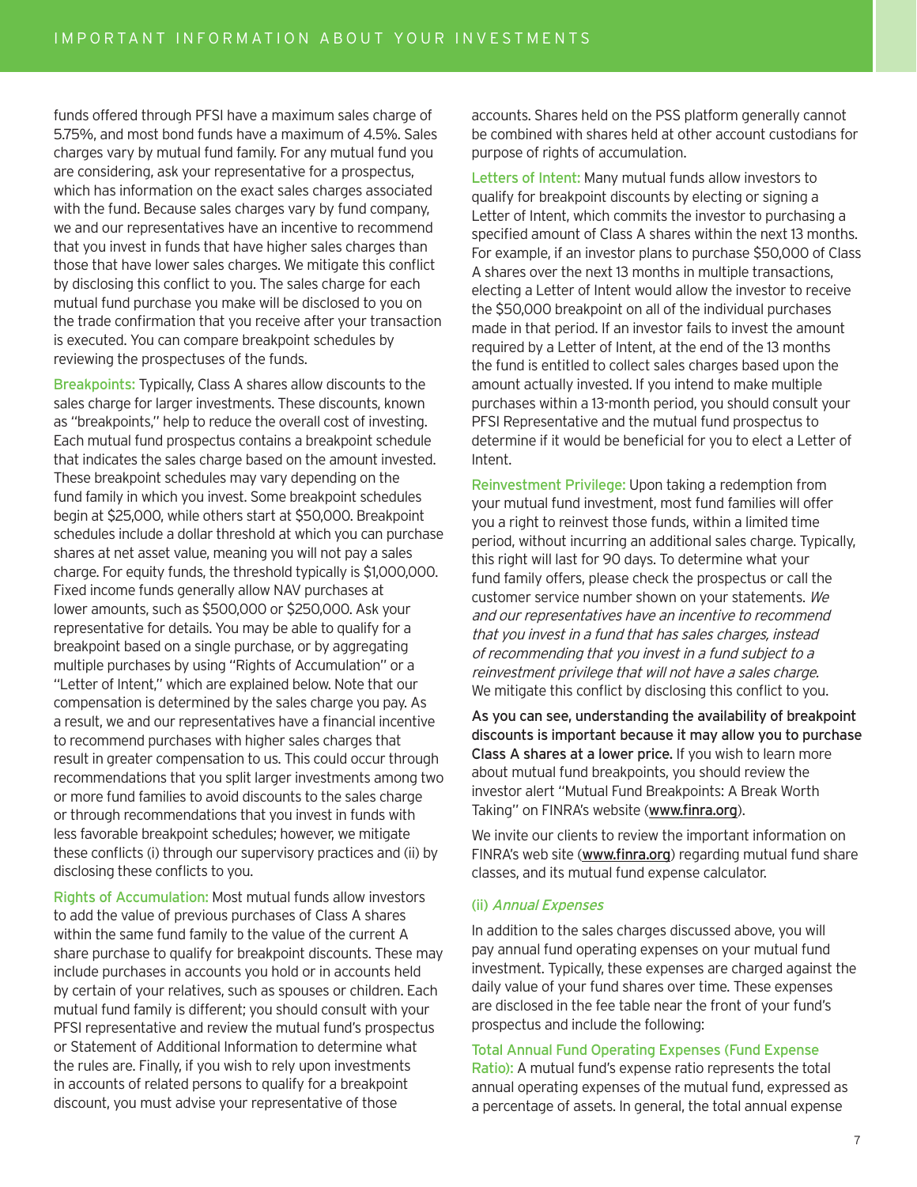funds offered through PFSI have a maximum sales charge of 5.75%, and most bond funds have a maximum of 4.5%. Sales charges vary by mutual fund family. For any mutual fund you are considering, ask your representative for a prospectus, which has information on the exact sales charges associated with the fund. Because sales charges vary by fund company, we and our representatives have an incentive to recommend that you invest in funds that have higher sales charges than those that have lower sales charges. We mitigate this conflict by disclosing this conflict to you. The sales charge for each mutual fund purchase you make will be disclosed to you on the trade confirmation that you receive after your transaction is executed. You can compare breakpoint schedules by reviewing the prospectuses of the funds.

**Breakpoints:** Typically, Class A shares allow discounts to the sales charge for larger investments. These discounts, known as "breakpoints," help to reduce the overall cost of investing. Each mutual fund prospectus contains a breakpoint schedule that indicates the sales charge based on the amount invested. These breakpoint schedules may vary depending on the fund family in which you invest. Some breakpoint schedules begin at $25,000, while others start at $50,000. Breakpoint schedules include a dollar threshold at which you can purchase shares at net asset value, meaning you will not pay a sales charge. For equity funds, the threshold typically is $1,000,000. Fixed income funds generally allow NAV purchases at lower amounts, such as $500,000 or $250,000. Ask your representative for details. You may be able to qualify for a breakpoint based on a single purchase, or by aggregating multiple purchases by using "Rights of Accumulation" or a "Letter of Intent," which are explained below. Note that our compensation is determined by the sales charge you pay. As a result, we and our representatives have a financial incentive to recommend purchases with higher sales charges that result in greater compensation to us. This could occur through recommendations that you split larger investments among two or more fund families to avoid discounts to the sales charge or through recommendations that you invest in funds with less favorable breakpoint schedules; however, we mitigate these conflicts (i) through our supervisory practices and (ii) by disclosing these conflicts to you.

**Rights of Accumulation:** Most mutual funds allow investors to add the value of previous purchases of Class A shares within the same fund family to the value of the current A share purchase to qualify for breakpoint discounts. These may include purchases in accounts you hold or in accounts held by certain of your relatives, such as spouses or children. Each mutual fund family is different; you should consult with your PFSI representative and review the mutual fund's prospectus or Statement of Additional Information to determine what the rules are. Finally, if you wish to rely upon investments in accounts of related persons to qualify for a breakpoint discount, you must advise your representative of those accounts. Shares held on the PSS platform generally cannot be combined with shares held at other account custodians for purpose of rights of accumulation.

**Letters of Intent:** Many mutual funds allow investors to qualify for breakpoint discounts by electing or signing a Letter of Intent, which commits the investor to purchasing a specified amount of Class A shares within the next 13 months. For example, if an investor plans to purchase $50,000 of Class A shares over the next 13 months in multiple transactions, electing a Letter of Intent would allow the investor to receive the $50,000 breakpoint on all of the individual purchases made in that period. If an investor fails to invest the amount required by a Letter of Intent, at the end of the 13 months the fund is entitled to collect sales charges based upon the amount actually invested. If you intend to make multiple purchases within a 13-month period, you should consult your PFSI Representative and the mutual fund prospectus to determine if it would be beneficial for you to elect a Letter of Intent.

**Reinvestment Privilege:** Upon taking a redemption from your mutual fund investment, most fund families will offer you a right to reinvest those funds, within a limited time period, without incurring an additional sales charge. Typically, this right will last for 90 days. To determine what your fund family offers, please check the prospectus or call the customer service number shown on your statements. *We and our representatives have an incentive to recommend that you invest in a fund that has sales charges, instead of recommending that you invest in a fund subject to a reinvestment privilege that will not have a sales charge.* We mitigate this conflict by disclosing this conflict to you.

**As you can see, understanding the availability of breakpoint discounts is important because it may allow you to purchase Class A shares at a lower price.** If you wish to learn more about mutual fund breakpoints, you should review the investor alert "Mutual Fund Breakpoints: A Break Worth Taking" on FINRA's website (www.finra.org).

We invite our clients to review the important information on FINRA's web site (www.finra.org) regarding mutual fund share classes, and its mutual fund expense calculator.

#### (ii) *Annual Expenses*

In addition to the sales charges discussed above, you will pay annual fund operating expenses on your mutual fund investment. Typically, these expenses are charged against the daily value of your fund shares over time. These expenses are disclosed in the fee table near the front of your fund's prospectus and include the following:

**Total Annual Fund Operating Expenses (Fund Expense Ratio):** A mutual fund's expense ratio represents the total annual operating expenses of the mutual fund, expressed as a percentage of assets. In general, the total annual expense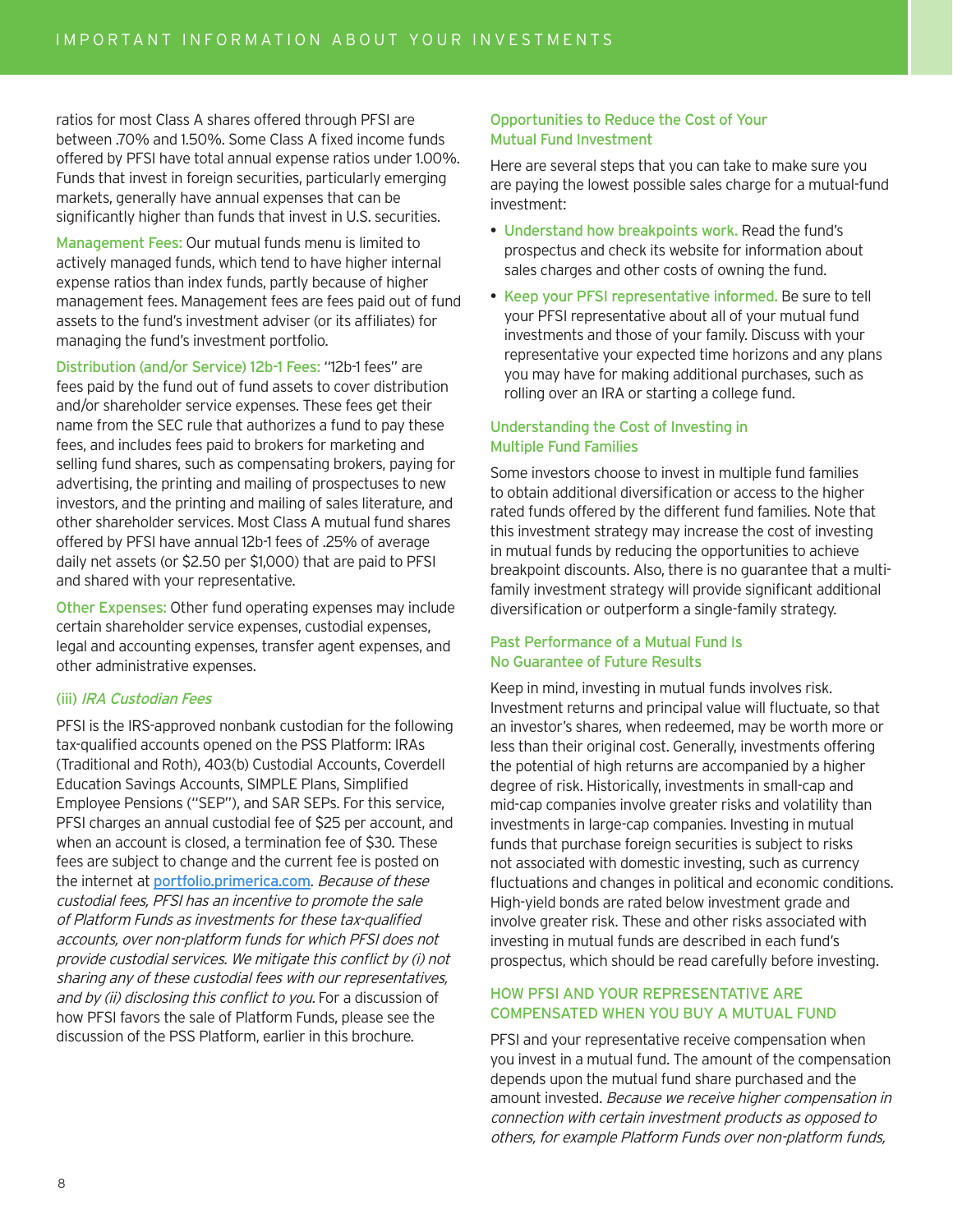ratios for most Class A shares offered through PFSI are between .70% and 1.50%. Some Class A fixed income funds offered by PFSI have total annual expense ratios under 1.00%. Funds that invest in foreign securities, particularly emerging markets, generally have annual expenses that can be significantly higher than funds that invest in U.S. securities.

**Management Fees:** Our mutual funds menu is limited to actively managed funds, which tend to have higher internal expense ratios than index funds, partly because of higher management fees. Management fees are fees paid out of fund assets to the fund's investment adviser (or its affiliates) for managing the fund's investment portfolio.

**Distribution (and/or Service) 12b-1 Fees:** "12b-1 fees" are fees paid by the fund out of fund assets to cover distribution and/or shareholder service expenses. These fees get their name from the SEC rule that authorizes a fund to pay these fees, and includes fees paid to brokers for marketing and selling fund shares, such as compensating brokers, paying for advertising, the printing and mailing of prospectuses to new investors, and the printing and mailing of sales literature, and other shareholder services. Most Class A mutual fund shares offered by PFSI have annual 12b-1 fees of .25% of average daily net assets (or $2.50 per $1,000) that are paid to PFSI and shared with your representative.

**Other Expenses:** Other fund operating expenses may include certain shareholder service expenses, custodial expenses, legal and accounting expenses, transfer agent expenses, and other administrative expenses.

#### (iii) *IRA Custodian Fees*

PFSI is the IRS-approved nonbank custodian for the following tax-qualified accounts opened on the PSS Platform: IRAs (Traditional and Roth), 403(b) Custodial Accounts, Coverdell Education Savings Accounts, SIMPLE Plans, Simplified Employee Pensions ("SEP"), and SAR SEPs. For this service, PFSI charges an annual custodial fee of $25 per account, and when an account is closed, a termination fee of $30. These fees are subject to change and the current fee is posted on the internet at portfolio.primerica.com. *Because of these custodial fees, PFSI has an incentive to promote the sale of Platform Funds as investments for these tax-qualified accounts, over non-platform funds for which PFSI does not provide custodial services. We mitigate this conflict by (i) not sharing any of these custodial fees with our representatives, and by (ii) disclosing this conflict to you.* For a discussion of how PFSI favors the sale of Platform Funds, please see the discussion of the PSS Platform, earlier in this brochure.

### Opportunities to Reduce the Cost of Your Mutual Fund Investment

Here are several steps that you can take to make sure you are paying the lowest possible sales charge for a mutual-fund investment:

- **Understand how breakpoints work.** Read the fund's prospectus and check its website for information about sales charges and other costs of owning the fund.
- **Keep your PFSI representative informed.** Be sure to tell your PFSI representative about all of your mutual fund investments and those of your family. Discuss with your representative your expected time horizons and any plans you may have for making additional purchases, such as rolling over an IRA or starting a college fund.

### Understanding the Cost of Investing in Multiple Fund Families

Some investors choose to invest in multiple fund families to obtain additional diversification or access to the higher rated funds offered by the different fund families. Note that this investment strategy may increase the cost of investing in mutual funds by reducing the opportunities to achieve breakpoint discounts. Also, there is no guarantee that a multi-family investment strategy will provide significant additional diversification or outperform a single-family strategy.

### Past Performance of a Mutual Fund Is No Guarantee of Future Results

Keep in mind, investing in mutual funds involves risk. Investment returns and principal value will fluctuate, so that an investor's shares, when redeemed, may be worth more or less than their original cost. Generally, investments offering the potential of high returns are accompanied by a higher degree of risk. Historically, investments in small-cap and mid-cap companies involve greater risks and volatility than investments in large-cap companies. Investing in mutual funds that purchase foreign securities is subject to risks not associated with domestic investing, such as currency fluctuations and changes in political and economic conditions. High-yield bonds are rated below investment grade and involve greater risk. These and other risks associated with investing in mutual funds are described in each fund's prospectus, which should be read carefully before investing.

## HOW PFSI AND YOUR REPRESENTATIVE ARE COMPENSATED WHEN YOU BUY A MUTUAL FUND

PFSI and your representative receive compensation when you invest in a mutual fund. The amount of the compensation depends upon the mutual fund share purchased and the amount invested. *Because we receive higher compensation in connection with certain investment products as opposed to others, for example Platform Funds over non-platform funds,*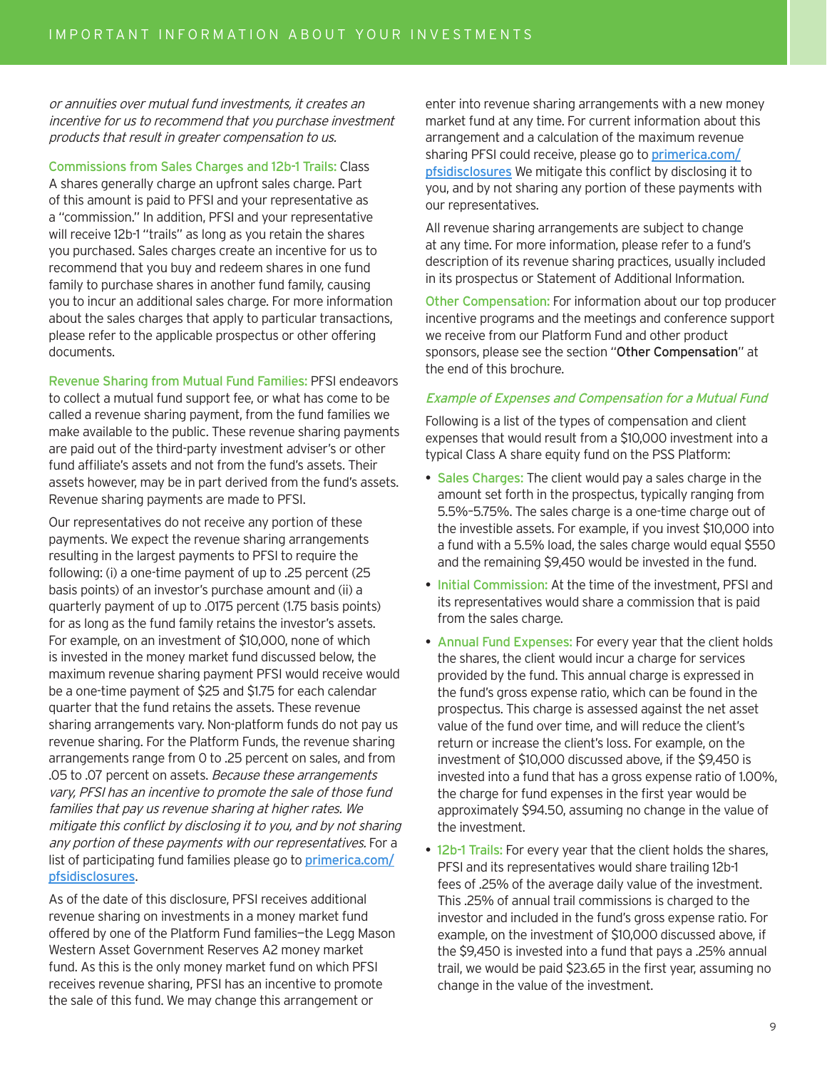*or annuities over mutual fund investments, it creates an incentive for us to recommend that you purchase investment products that result in greater compensation to us.*

**Commissions from Sales Charges and 12b-1 Trails:** Class A shares generally charge an upfront sales charge. Part of this amount is paid to PFSI and your representative as a "commission." In addition, PFSI and your representative will receive 12b-1 "trails" as long as you retain the shares you purchased. Sales charges create an incentive for us to recommend that you buy and redeem shares in one fund family to purchase shares in another fund family, causing you to incur an additional sales charge. For more information about the sales charges that apply to particular transactions, please refer to the applicable prospectus or other offering documents.

**Revenue Sharing from Mutual Fund Families:** PFSI endeavors to collect a mutual fund support fee, or what has come to be called a revenue sharing payment, from the fund families we make available to the public. These revenue sharing payments are paid out of the third-party investment adviser's or other fund affiliate's assets and not from the fund's assets. Their assets however, may be in part derived from the fund's assets. Revenue sharing payments are made to PFSI.

Our representatives do not receive any portion of these payments. We expect the revenue sharing arrangements resulting in the largest payments to PFSI to require the following: (i) a one-time payment of up to .25 percent (25 basis points) of an investor's purchase amount and (ii) a quarterly payment of up to .0175 percent (1.75 basis points) for as long as the fund family retains the investor's assets. For example, on an investment of $10,000, none of which is invested in the money market fund discussed below, the maximum revenue sharing payment PFSI would receive would be a one-time payment of $25 and $1.75 for each calendar quarter that the fund retains the assets. These revenue sharing arrangements vary. Non-platform funds do not pay us revenue sharing. For the Platform Funds, the revenue sharing arrangements range from 0 to .25 percent on sales, and from .05 to .07 percent on assets. *Because these arrangements vary, PFSI has an incentive to promote the sale of those fund families that pay us revenue sharing at higher rates. We mitigate this conflict by disclosing it to you, and by not sharing any portion of these payments with our representatives.* For a list of participating fund families please go to [primerica.com/pfsidisclosures](primerica.com/pfsidisclosures).

As of the date of this disclosure, PFSI receives additional revenue sharing on investments in a money market fund offered by one of the Platform Fund families—the Legg Mason Western Asset Government Reserves A2 money market fund. As this is the only money market fund on which PFSI receives revenue sharing, PFSI has an incentive to promote the sale of this fund. We may change this arrangement or enter into revenue sharing arrangements with a new money market fund at any time. For current information about this arrangement and a calculation of the maximum revenue sharing PFSI could receive, please go to [primerica.com/pfsidisclosures](primerica.com/pfsidisclosures) We mitigate this conflict by disclosing it to you, and by not sharing any portion of these payments with our representatives.

All revenue sharing arrangements are subject to change at any time. For more information, please refer to a fund's description of its revenue sharing practices, usually included in its prospectus or Statement of Additional Information.

**Other Compensation:** For information about our top producer incentive programs and the meetings and conference support we receive from our Platform Fund and other product sponsors, please see the section "Other Compensation" at the end of this brochure.

### *Example of Expenses and Compensation for a Mutual Fund*

Following is a list of the types of compensation and client expenses that would result from a $10,000 investment into a typical Class A share equity fund on the PSS Platform:

- **Sales Charges:** The client would pay a sales charge in the amount set forth in the prospectus, typically ranging from 5.5%–5.75%. The sales charge is a one-time charge out of the investible assets. For example, if you invest $10,000 into a fund with a 5.5% load, the sales charge would equal $550 and the remaining $9,450 would be invested in the fund.
- **Initial Commission:** At the time of the investment, PFSI and its representatives would share a commission that is paid from the sales charge.
- **Annual Fund Expenses:** For every year that the client holds the shares, the client would incur a charge for services provided by the fund. This annual charge is expressed in the fund's gross expense ratio, which can be found in the prospectus. This charge is assessed against the net asset value of the fund over time, and will reduce the client's return or increase the client's loss. For example, on the investment of $10,000 discussed above, if the $9,450 is invested into a fund that has a gross expense ratio of 1.00%, the charge for fund expenses in the first year would be approximately $94.50, assuming no change in the value of the investment.
- **12b-1 Trails:** For every year that the client holds the shares, PFSI and its representatives would share trailing 12b-1 fees of .25% of the average daily value of the investment. This .25% of annual trail commissions is charged to the investor and included in the fund's gross expense ratio. For example, on the investment of $10,000 discussed above, if the $9,450 is invested into a fund that pays a .25% annual trail, we would be paid $23.65 in the first year, assuming no change in the value of the investment.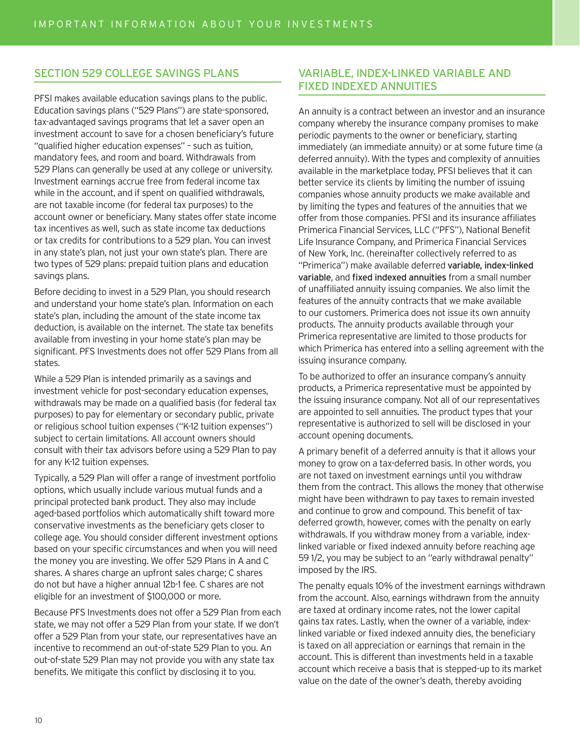## SECTION 529 COLLEGE SAVINGS PLANS

PFSI makes available education savings plans to the public. Education savings plans ("529 Plans") are state-sponsored, tax-advantaged savings programs that let a saver open an investment account to save for a chosen beneficiary's future "qualified higher education expenses" – such as tuition, mandatory fees, and room and board. Withdrawals from 529 Plans can generally be used at any college or university. Investment earnings accrue free from federal income tax while in the account, and if spent on qualified withdrawals, are not taxable income (for federal tax purposes) to the account owner or beneficiary. Many states offer state income tax incentives as well, such as state income tax deductions or tax credits for contributions to a 529 plan. You can invest in any state's plan, not just your own state's plan. There are two types of 529 plans: prepaid tuition plans and education savings plans.

Before deciding to invest in a 529 Plan, you should research and understand your home state's plan. Information on each state's plan, including the amount of the state income tax deduction, is available on the internet. The state tax benefits available from investing in your home state's plan may be significant. PFS Investments does not offer 529 Plans from all states.

While a 529 Plan is intended primarily as a savings and investment vehicle for post-secondary education expenses, withdrawals may be made on a qualified basis (for federal tax purposes) to pay for elementary or secondary public, private or religious school tuition expenses ("K-12 tuition expenses") subject to certain limitations. All account owners should consult with their tax advisors before using a 529 Plan to pay for any K-12 tuition expenses.

Typically, a 529 Plan will offer a range of investment portfolio options, which usually include various mutual funds and a principal protected bank product. They also may include aged-based portfolios which automatically shift toward more conservative investments as the beneficiary gets closer to college age. You should consider different investment options based on your specific circumstances and when you will need the money you are investing. We offer 529 Plans in A and C shares. A shares charge an upfront sales charge; C shares do not but have a higher annual 12b-1 fee. C shares are not eligible for an investment of $100,000 or more.

Because PFS Investments does not offer a 529 Plan from each state, we may not offer a 529 Plan from your state. If we don't offer a 529 Plan from your state, our representatives have an incentive to recommend an out-of-state 529 Plan to you. An out-of-state 529 Plan may not provide you with any state tax benefits. We mitigate this conflict by disclosing it to you.

## VARIABLE, INDEX-LINKED VARIABLE AND FIXED INDEXED ANNUITIES

An annuity is a contract between an investor and an insurance company whereby the insurance company promises to make periodic payments to the owner or beneficiary, starting immediately (an immediate annuity) or at some future time (a deferred annuity). With the types and complexity of annuities available in the marketplace today, PFSI believes that it can better service its clients by limiting the number of issuing companies whose annuity products we make available and by limiting the types and features of the annuities that we offer from those companies. PFSI and its insurance affiliates Primerica Financial Services, LLC ("PFS"), National Benefit Life Insurance Company, and Primerica Financial Services of New York, Inc. (hereinafter collectively referred to as "Primerica") make available deferred **variable, index-linked variable**, and **fixed indexed annuities** from a small number of unaffiliated annuity issuing companies. We also limit the features of the annuity contracts that we make available to our customers. Primerica does not issue its own annuity products. The annuity products available through your Primerica representative are limited to those products for which Primerica has entered into a selling agreement with the issuing insurance company.

To be authorized to offer an insurance company's annuity products, a Primerica representative must be appointed by the issuing insurance company. Not all of our representatives are appointed to sell annuities. The product types that your representative is authorized to sell will be disclosed in your account opening documents.

A primary benefit of a deferred annuity is that it allows your money to grow on a tax-deferred basis. In other words, you are not taxed on investment earnings until you withdraw them from the contract. This allows the money that otherwise might have been withdrawn to pay taxes to remain invested and continue to grow and compound. This benefit of tax-deferred growth, however, comes with the penalty on early withdrawals. If you withdraw money from a variable, index-linked variable or fixed indexed annuity before reaching age 59 1/2, you may be subject to an "early withdrawal penalty" imposed by the IRS.

The penalty equals 10% of the investment earnings withdrawn from the account. Also, earnings withdrawn from the annuity are taxed at ordinary income rates, not the lower capital gains tax rates. Lastly, when the owner of a variable, index-linked variable or fixed indexed annuity dies, the beneficiary is taxed on all appreciation or earnings that remain in the account. This is different than investments held in a taxable account which receive a basis that is stepped-up to its market value on the date of the owner's death, thereby avoiding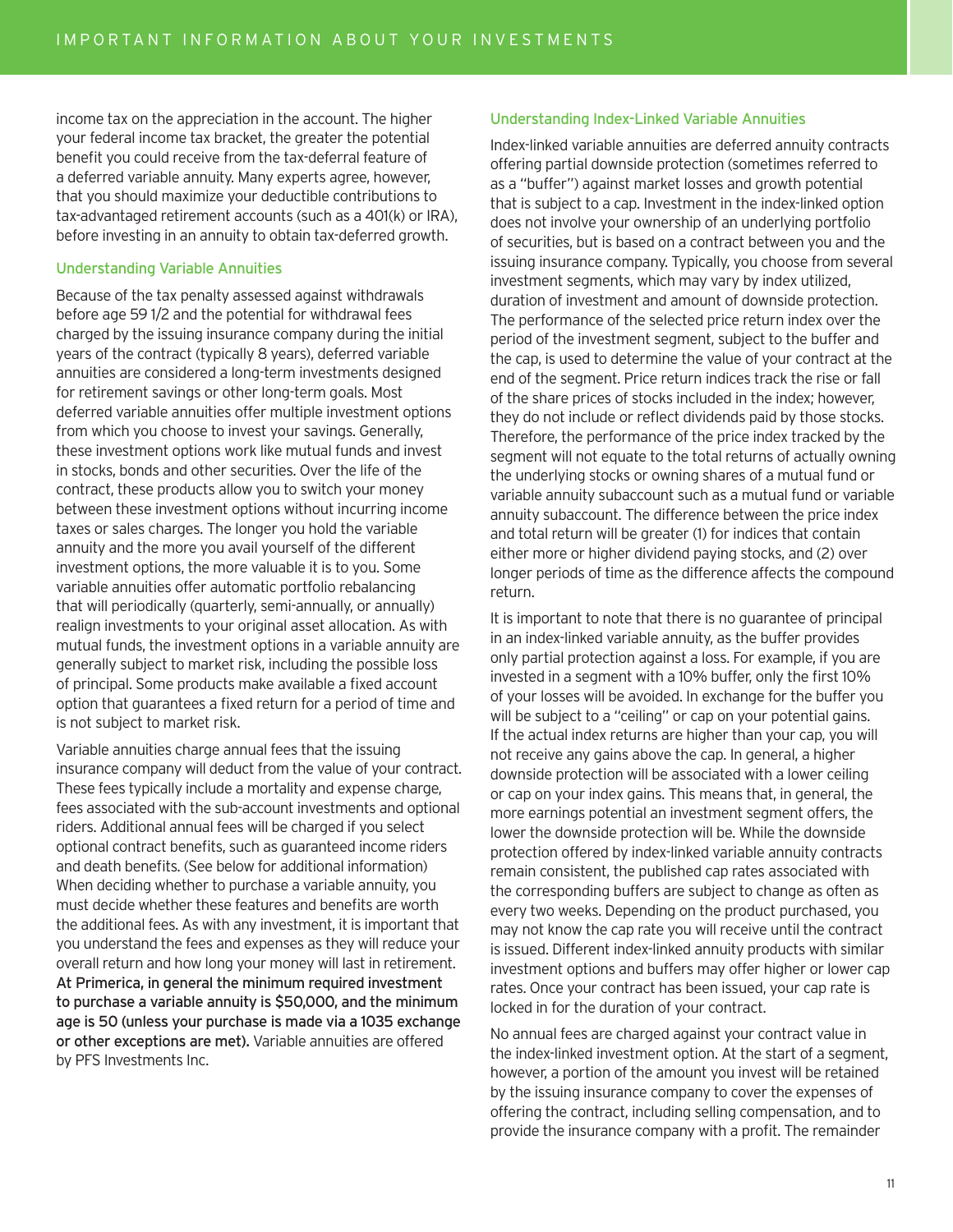income tax on the appreciation in the account. The higher your federal income tax bracket, the greater the potential benefit you could receive from the tax-deferral feature of a deferred variable annuity. Many experts agree, however, that you should maximize your deductible contributions to tax-advantaged retirement accounts (such as a 401(k) or IRA), before investing in an annuity to obtain tax-deferred growth.

### Understanding Variable Annuities

Because of the tax penalty assessed against withdrawals before age 59 1/2 and the potential for withdrawal fees charged by the issuing insurance company during the initial years of the contract (typically 8 years), deferred variable annuities are considered a long-term investments designed for retirement savings or other long-term goals. Most deferred variable annuities offer multiple investment options from which you choose to invest your savings. Generally, these investment options work like mutual funds and invest in stocks, bonds and other securities. Over the life of the contract, these products allow you to switch your money between these investment options without incurring income taxes or sales charges. The longer you hold the variable annuity and the more you avail yourself of the different investment options, the more valuable it is to you. Some variable annuities offer automatic portfolio rebalancing that will periodically (quarterly, semi-annually, or annually) realign investments to your original asset allocation. As with mutual funds, the investment options in a variable annuity are generally subject to market risk, including the possible loss of principal. Some products make available a fixed account option that guarantees a fixed return for a period of time and is not subject to market risk.

Variable annuities charge annual fees that the issuing insurance company will deduct from the value of your contract. These fees typically include a mortality and expense charge, fees associated with the sub-account investments and optional riders. Additional annual fees will be charged if you select optional contract benefits, such as guaranteed income riders and death benefits. (See below for additional information) When deciding whether to purchase a variable annuity, you must decide whether these features and benefits are worth the additional fees. As with any investment, it is important that you understand the fees and expenses as they will reduce your overall return and how long your money will last in retirement. **At Primerica, in general the minimum required investment to purchase a variable annuity is $50,000, and the minimum age is 50 (unless your purchase is made via a 1035 exchange or other exceptions are met).** Variable annuities are offered by PFS Investments Inc.

### Understanding Index-Linked Variable Annuities

Index-linked variable annuities are deferred annuity contracts offering partial downside protection (sometimes referred to as a "buffer") against market losses and growth potential that is subject to a cap. Investment in the index-linked option does not involve your ownership of an underlying portfolio of securities, but is based on a contract between you and the issuing insurance company. Typically, you choose from several investment segments, which may vary by index utilized, duration of investment and amount of downside protection. The performance of the selected price return index over the period of the investment segment, subject to the buffer and the cap, is used to determine the value of your contract at the end of the segment. Price return indices track the rise or fall of the share prices of stocks included in the index; however, they do not include or reflect dividends paid by those stocks. Therefore, the performance of the price index tracked by the segment will not equate to the total returns of actually owning the underlying stocks or owning shares of a mutual fund or variable annuity subaccount such as a mutual fund or variable annuity subaccount. The difference between the price index and total return will be greater (1) for indices that contain either more or higher dividend paying stocks, and (2) over longer periods of time as the difference affects the compound return.

It is important to note that there is no guarantee of principal in an index-linked variable annuity, as the buffer provides only partial protection against a loss. For example, if you are invested in a segment with a 10% buffer, only the first 10% of your losses will be avoided. In exchange for the buffer you will be subject to a "ceiling" or cap on your potential gains. If the actual index returns are higher than your cap, you will not receive any gains above the cap. In general, a higher downside protection will be associated with a lower ceiling or cap on your index gains. This means that, in general, the more earnings potential an investment segment offers, the lower the downside protection will be. While the downside protection offered by index-linked variable annuity contracts remain consistent, the published cap rates associated with the corresponding buffers are subject to change as often as every two weeks. Depending on the product purchased, you may not know the cap rate you will receive until the contract is issued. Different index-linked annuity products with similar investment options and buffers may offer higher or lower cap rates. Once your contract has been issued, your cap rate is locked in for the duration of your contract.

No annual fees are charged against your contract value in the index-linked investment option. At the start of a segment, however, a portion of the amount you invest will be retained by the issuing insurance company to cover the expenses of offering the contract, including selling compensation, and to provide the insurance company with a profit. The remainder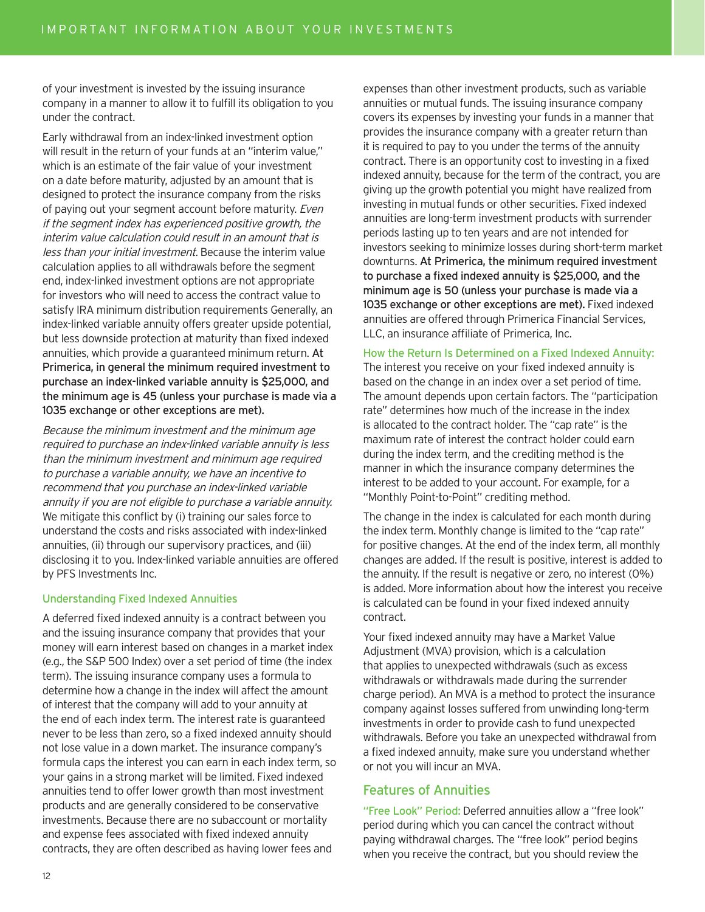of your investment is invested by the issuing insurance company in a manner to allow it to fulfill its obligation to you under the contract.

Early withdrawal from an index-linked investment option will result in the return of your funds at an "interim value," which is an estimate of the fair value of your investment on a date before maturity, adjusted by an amount that is designed to protect the insurance company from the risks of paying out your segment account before maturity. *Even if the segment index has experienced positive growth, the interim value calculation could result in an amount that is less than your initial investment.* Because the interim value calculation applies to all withdrawals before the segment end, index-linked investment options are not appropriate for investors who will need to access the contract value to satisfy IRA minimum distribution requirements Generally, an index-linked variable annuity offers greater upside potential, but less downside protection at maturity than fixed indexed annuities, which provide a guaranteed minimum return. **At Primerica, in general the minimum required investment to purchase an index-linked variable annuity is $25,000, and the minimum age is 45 (unless your purchase is made via a 1035 exchange or other exceptions are met).**

*Because the minimum investment and the minimum age required to purchase an index-linked variable annuity is less than the minimum investment and minimum age required to purchase a variable annuity, we have an incentive to recommend that you purchase an index-linked variable annuity if you are not eligible to purchase a variable annuity.* We mitigate this conflict by (i) training our sales force to understand the costs and risks associated with index-linked annuities, (ii) through our supervisory practices, and (iii) disclosing it to you. Index-linked variable annuities are offered by PFS Investments Inc.

### Understanding Fixed Indexed Annuities

A deferred fixed indexed annuity is a contract between you and the issuing insurance company that provides that your money will earn interest based on changes in a market index (e.g., the S&P 500 Index) over a set period of time (the index term). The issuing insurance company uses a formula to determine how a change in the index will affect the amount of interest that the company will add to your annuity at the end of each index term. The interest rate is guaranteed never to be less than zero, so a fixed indexed annuity should not lose value in a down market. The insurance company's formula caps the interest you can earn in each index term, so your gains in a strong market will be limited. Fixed indexed annuities tend to offer lower growth than most investment products and are generally considered to be conservative investments. Because there are no subaccount or mortality and expense fees associated with fixed indexed annuity contracts, they are often described as having lower fees and expenses than other investment products, such as variable annuities or mutual funds. The issuing insurance company covers its expenses by investing your funds in a manner that provides the insurance company with a greater return than it is required to pay to you under the terms of the annuity contract. There is an opportunity cost to investing in a fixed indexed annuity, because for the term of the contract, you are giving up the growth potential you might have realized from investing in mutual funds or other securities. Fixed indexed annuities are long-term investment products with surrender periods lasting up to ten years and are not intended for investors seeking to minimize losses during short-term market downturns. **At Primerica, the minimum required investment to purchase a fixed indexed annuity is $25,000, and the minimum age is 50 (unless your purchase is made via a 1035 exchange or other exceptions are met).** Fixed indexed annuities are offered through Primerica Financial Services, LLC, an insurance affiliate of Primerica, Inc.

### How the Return Is Determined on a Fixed Indexed Annuity:

The interest you receive on your fixed indexed annuity is based on the change in an index over a set period of time. The amount depends upon certain factors. The "participation rate" determines how much of the increase in the index is allocated to the contract holder. The "cap rate" is the maximum rate of interest the contract holder could earn during the index term, and the crediting method is the manner in which the insurance company determines the interest to be added to your account. For example, for a "Monthly Point-to-Point" crediting method.

The change in the index is calculated for each month during the index term. Monthly change is limited to the "cap rate" for positive changes. At the end of the index term, all monthly changes are added. If the result is positive, interest is added to the annuity. If the result is negative or zero, no interest (0%) is added. More information about how the interest you receive is calculated can be found in your fixed indexed annuity contract.

Your fixed indexed annuity may have a Market Value Adjustment (MVA) provision, which is a calculation that applies to unexpected withdrawals (such as excess withdrawals or withdrawals made during the surrender charge period). An MVA is a method to protect the insurance company against losses suffered from unwinding long-term investments in order to provide cash to fund unexpected withdrawals. Before you take an unexpected withdrawal from a fixed indexed annuity, make sure you understand whether or not you will incur an MVA.

## Features of Annuities

"Free Look" Period: Deferred annuities allow a "free look" period during which you can cancel the contract without paying withdrawal charges. The "free look" period begins when you receive the contract, but you should review the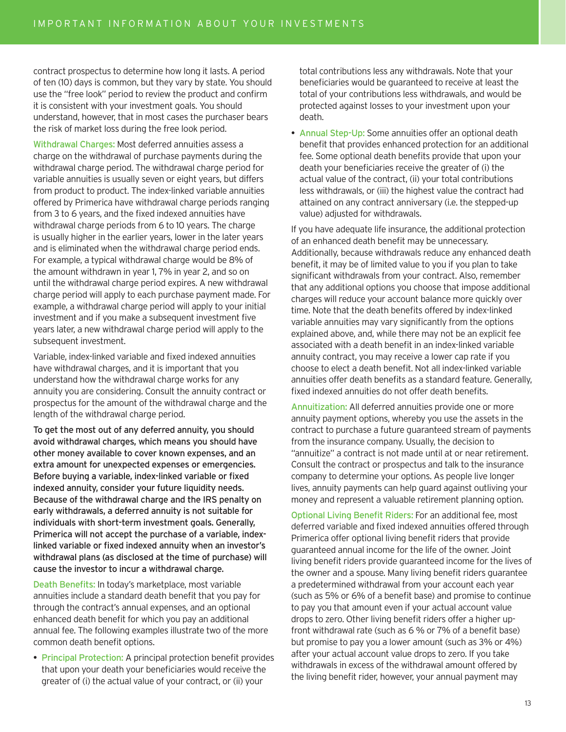contract prospectus to determine how long it lasts. A period of ten (10) days is common, but they vary by state. You should use the "free look" period to review the product and confirm it is consistent with your investment goals. You should understand, however, that in most cases the purchaser bears the risk of market loss during the free look period.

**Withdrawal Charges:** Most deferred annuities assess a charge on the withdrawal of purchase payments during the withdrawal charge period. The withdrawal charge period for variable annuities is usually seven or eight years, but differs from product to product. The index-linked variable annuities offered by Primerica have withdrawal charge periods ranging from 3 to 6 years, and the fixed indexed annuities have withdrawal charge periods from 6 to 10 years. The charge is usually higher in the earlier years, lower in the later years and is eliminated when the withdrawal charge period ends. For example, a typical withdrawal charge would be 8% of the amount withdrawn in year 1, 7% in year 2, and so on until the withdrawal charge period expires. A new withdrawal charge period will apply to each purchase payment made. For example, a withdrawal charge period will apply to your initial investment and if you make a subsequent investment five years later, a new withdrawal charge period will apply to the subsequent investment.

Variable, index-linked variable and fixed indexed annuities have withdrawal charges, and it is important that you understand how the withdrawal charge works for any annuity you are considering. Consult the annuity contract or prospectus for the amount of the withdrawal charge and the length of the withdrawal charge period.

**To get the most out of any deferred annuity, you should avoid withdrawal charges, which means you should have other money available to cover known expenses, and an extra amount for unexpected expenses or emergencies. Before buying a variable, index-linked variable or fixed indexed annuity, consider your future liquidity needs. Because of the withdrawal charge and the IRS penalty on early withdrawals, a deferred annuity is not suitable for individuals with short-term investment goals. Generally, Primerica will not accept the purchase of a variable, index-linked variable or fixed indexed annuity when an investor's withdrawal plans (as disclosed at the time of purchase) will cause the investor to incur a withdrawal charge.**

**Death Benefits:** In today's marketplace, most variable annuities include a standard death benefit that you pay for through the contract's annual expenses, and an optional enhanced death benefit for which you pay an additional annual fee. The following examples illustrate two of the more common death benefit options.

- **Principal Protection:** A principal protection benefit provides that upon your death your beneficiaries would receive the greater of (i) the actual value of your contract, or (ii) your total contributions less any withdrawals. Note that your beneficiaries would be guaranteed to receive at least the total of your contributions less withdrawals, and would be protected against losses to your investment upon your death.
- **Annual Step-Up:** Some annuities offer an optional death benefit that provides enhanced protection for an additional fee. Some optional death benefits provide that upon your death your beneficiaries receive the greater of (i) the actual value of the contract, (ii) your total contributions less withdrawals, or (iii) the highest value the contract had attained on any contract anniversary (i.e. the stepped-up value) adjusted for withdrawals.

If you have adequate life insurance, the additional protection of an enhanced death benefit may be unnecessary. Additionally, because withdrawals reduce any enhanced death benefit, it may be of limited value to you if you plan to take significant withdrawals from your contract. Also, remember that any additional options you choose that impose additional charges will reduce your account balance more quickly over time. Note that the death benefits offered by index-linked variable annuities may vary significantly from the options explained above, and, while there may not be an explicit fee associated with a death benefit in an index-linked variable annuity contract, you may receive a lower cap rate if you choose to elect a death benefit. Not all index-linked variable annuities offer death benefits as a standard feature. Generally, fixed indexed annuities do not offer death benefits.

**Annuitization:** All deferred annuities provide one or more annuity payment options, whereby you use the assets in the contract to purchase a future guaranteed stream of payments from the insurance company. Usually, the decision to "annuitize" a contract is not made until at or near retirement. Consult the contract or prospectus and talk to the insurance company to determine your options. As people live longer lives, annuity payments can help guard against outliving your money and represent a valuable retirement planning option.

**Optional Living Benefit Riders:** For an additional fee, most deferred variable and fixed indexed annuities offered through Primerica offer optional living benefit riders that provide guaranteed annual income for the life of the owner. Joint living benefit riders provide guaranteed income for the lives of the owner and a spouse. Many living benefit riders guarantee a predetermined withdrawal from your account each year (such as 5% or 6% of a benefit base) and promise to continue to pay you that amount even if your actual account value drops to zero. Other living benefit riders offer a higher up-front withdrawal rate (such as 6 % or 7% of a benefit base) but promise to pay you a lower amount (such as 3% or 4%) after your actual account value drops to zero. If you take withdrawals in excess of the withdrawal amount offered by the living benefit rider, however, your annual payment may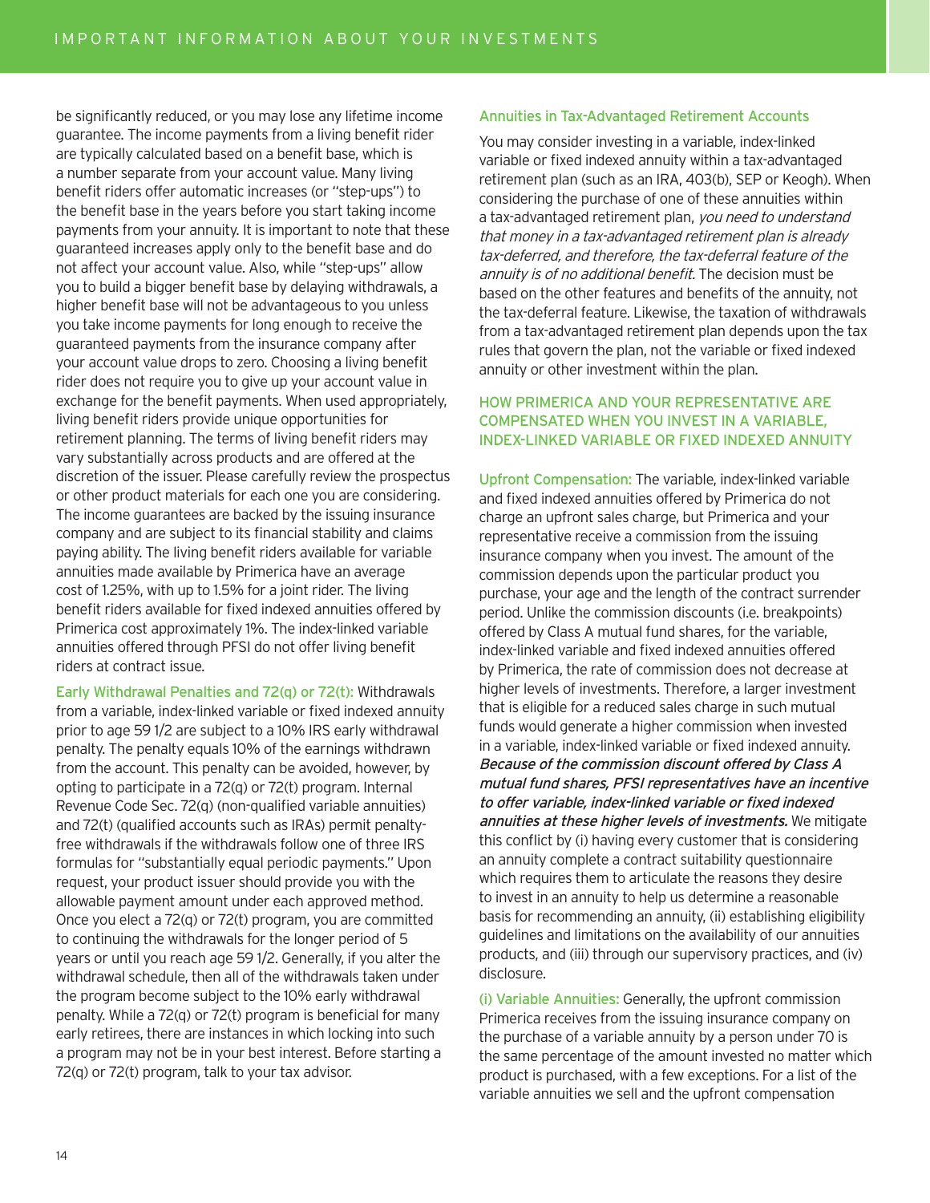be significantly reduced, or you may lose any lifetime income guarantee. The income payments from a living benefit rider are typically calculated based on a benefit base, which is a number separate from your account value. Many living benefit riders offer automatic increases (or "step-ups") to the benefit base in the years before you start taking income payments from your annuity. It is important to note that these guaranteed increases apply only to the benefit base and do not affect your account value. Also, while "step-ups" allow you to build a bigger benefit base by delaying withdrawals, a higher benefit base will not be advantageous to you unless you take income payments for long enough to receive the guaranteed payments from the insurance company after your account value drops to zero. Choosing a living benefit rider does not require you to give up your account value in exchange for the benefit payments. When used appropriately, living benefit riders provide unique opportunities for retirement planning. The terms of living benefit riders may vary substantially across products and are offered at the discretion of the issuer. Please carefully review the prospectus or other product materials for each one you are considering. The income guarantees are backed by the issuing insurance company and are subject to its financial stability and claims paying ability. The living benefit riders available for variable annuities made available by Primerica have an average cost of 1.25%, with up to 1.5% for a joint rider. The living benefit riders available for fixed indexed annuities offered by Primerica cost approximately 1%. The index-linked variable annuities offered through PFSI do not offer living benefit riders at contract issue.

**Early Withdrawal Penalties and 72(q) or 72(t):** Withdrawals from a variable, index-linked variable or fixed indexed annuity prior to age 59 1/2 are subject to a 10% IRS early withdrawal penalty. The penalty equals 10% of the earnings withdrawn from the account. This penalty can be avoided, however, by opting to participate in a 72(q) or 72(t) program. Internal Revenue Code Sec. 72(q) (non-qualified variable annuities) and 72(t) (qualified accounts such as IRAs) permit penalty-free withdrawals if the withdrawals follow one of three IRS formulas for "substantially equal periodic payments." Upon request, your product issuer should provide you with the allowable payment amount under each approved method. Once you elect a 72(q) or 72(t) program, you are committed to continuing the withdrawals for the longer period of 5 years or until you reach age 59 1/2. Generally, if you alter the withdrawal schedule, then all of the withdrawals taken under the program become subject to the 10% early withdrawal penalty. While a 72(q) or 72(t) program is beneficial for many early retirees, there are instances in which locking into such a program may not be in your best interest. Before starting a 72(q) or 72(t) program, talk to your tax advisor.

### Annuities in Tax-Advantaged Retirement Accounts

You may consider investing in a variable, index-linked variable or fixed indexed annuity within a tax-advantaged retirement plan (such as an IRA, 403(b), SEP or Keogh). When considering the purchase of one of these annuities within a tax-advantaged retirement plan, *you need to understand that money in a tax-advantaged retirement plan is already tax-deferred, and therefore, the tax-deferral feature of the annuity is of no additional benefit.* The decision must be based on the other features and benefits of the annuity, not the tax-deferral feature. Likewise, the taxation of withdrawals from a tax-advantaged retirement plan depends upon the tax rules that govern the plan, not the variable or fixed indexed annuity or other investment within the plan.

## HOW PRIMERICA AND YOUR REPRESENTATIVE ARE COMPENSATED WHEN YOU INVEST IN A VARIABLE, INDEX-LINKED VARIABLE OR FIXED INDEXED ANNUITY

**Upfront Compensation:** The variable, index-linked variable and fixed indexed annuities offered by Primerica do not charge an upfront sales charge, but Primerica and your representative receive a commission from the issuing insurance company when you invest. The amount of the commission depends upon the particular product you purchase, your age and the length of the contract surrender period. Unlike the commission discounts (i.e. breakpoints) offered by Class A mutual fund shares, for the variable, index-linked variable and fixed indexed annuities offered by Primerica, the rate of commission does not decrease at higher levels of investments. Therefore, a larger investment that is eligible for a reduced sales charge in such mutual funds would generate a higher commission when invested in a variable, index-linked variable or fixed indexed annuity. ***Because of the commission discount offered by Class A mutual fund shares, PFSI representatives have an incentive to offer variable, index-linked variable or fixed indexed annuities at these higher levels of investments.*** We mitigate this conflict by (i) having every customer that is considering an annuity complete a contract suitability questionnaire which requires them to articulate the reasons they desire to invest in an annuity to help us determine a reasonable basis for recommending an annuity, (ii) establishing eligibility guidelines and limitations on the availability of our annuities products, and (iii) through our supervisory practices, and (iv) disclosure.

**(i) Variable Annuities:** Generally, the upfront commission Primerica receives from the issuing insurance company on the purchase of a variable annuity by a person under 70 is the same percentage of the amount invested no matter which product is purchased, with a few exceptions. For a list of the variable annuities we sell and the upfront compensation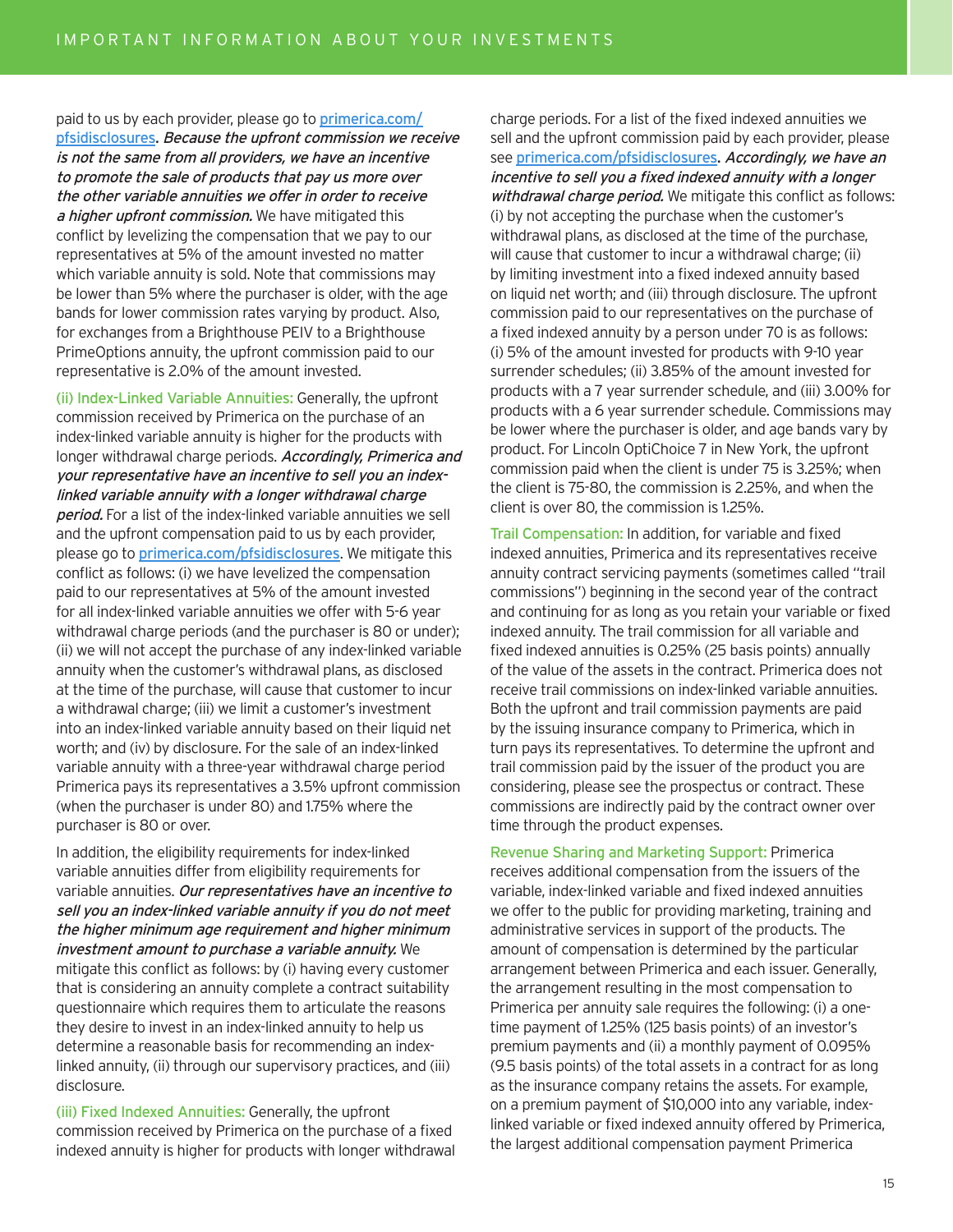paid to us by each provider, please go to [primerica.com/pfsidisclosures](primerica.com/pfsidisclosures). *Because the upfront commission we receive is not the same from all providers, we have an incentive to promote the sale of products that pay us more over the other variable annuities we offer in order to receive a higher upfront commission.* We have mitigated this conflict by levelizing the compensation that we pay to our representatives at 5% of the amount invested no matter which variable annuity is sold. Note that commissions may be lower than 5% where the purchaser is older, with the age bands for lower commission rates varying by product. Also, for exchanges from a Brighthouse PEIV to a Brighthouse PrimeOptions annuity, the upfront commission paid to our representative is 2.0% of the amount invested.

(ii) Index-Linked Variable Annuities: Generally, the upfront commission received by Primerica on the purchase of an index-linked variable annuity is higher for the products with longer withdrawal charge periods. *Accordingly, Primerica and your representative have an incentive to sell you an index-linked variable annuity with a longer withdrawal charge period.* For a list of the index-linked variable annuities we sell and the upfront compensation paid to us by each provider, please go to [primerica.com/pfsidisclosures](primerica.com/pfsidisclosures). We mitigate this conflict as follows: (i) we have levelized the compensation paid to our representatives at 5% of the amount invested for all index-linked variable annuities we offer with 5-6 year withdrawal charge periods (and the purchaser is 80 or under); (ii) we will not accept the purchase of any index-linked variable annuity when the customer's withdrawal plans, as disclosed at the time of the purchase, will cause that customer to incur a withdrawal charge; (iii) we limit a customer's investment into an index-linked variable annuity based on their liquid net worth; and (iv) by disclosure. For the sale of an index-linked variable annuity with a three-year withdrawal charge period Primerica pays its representatives a 3.5% upfront commission (when the purchaser is under 80) and 1.75% where the purchaser is 80 or over.

In addition, the eligibility requirements for index-linked variable annuities differ from eligibility requirements for variable annuities. *Our representatives have an incentive to sell you an index-linked variable annuity if you do not meet the higher minimum age requirement and higher minimum investment amount to purchase a variable annuity.* We mitigate this conflict as follows: by (i) having every customer that is considering an annuity complete a contract suitability questionnaire which requires them to articulate the reasons they desire to invest in an index-linked annuity to help us determine a reasonable basis for recommending an index-linked annuity, (ii) through our supervisory practices, and (iii) disclosure.

(iii) Fixed Indexed Annuities: Generally, the upfront commission received by Primerica on the purchase of a fixed indexed annuity is higher for products with longer withdrawal charge periods. For a list of the fixed indexed annuities we sell and the upfront commission paid by each provider, please see [primerica.com/pfsidisclosures](primerica.com/pfsidisclosures). *Accordingly, we have an incentive to sell you a fixed indexed annuity with a longer withdrawal charge period.* We mitigate this conflict as follows: (i) by not accepting the purchase when the customer's withdrawal plans, as disclosed at the time of the purchase, will cause that customer to incur a withdrawal charge; (ii) by limiting investment into a fixed indexed annuity based on liquid net worth; and (iii) through disclosure. The upfront commission paid to our representatives on the purchase of a fixed indexed annuity by a person under 70 is as follows: (i) 5% of the amount invested for products with 9-10 year surrender schedules; (ii) 3.85% of the amount invested for products with a 7 year surrender schedule, and (iii) 3.00% for products with a 6 year surrender schedule. Commissions may be lower where the purchaser is older, and age bands vary by product. For Lincoln OptiChoice 7 in New York, the upfront commission paid when the client is under 75 is 3.25%; when the client is 75-80, the commission is 2.25%, and when the client is over 80, the commission is 1.25%.

Trail Compensation: In addition, for variable and fixed indexed annuities, Primerica and its representatives receive annuity contract servicing payments (sometimes called "trail commissions") beginning in the second year of the contract and continuing for as long as you retain your variable or fixed indexed annuity. The trail commission for all variable and fixed indexed annuities is 0.25% (25 basis points) annually of the value of the assets in the contract. Primerica does not receive trail commissions on index-linked variable annuities. Both the upfront and trail commission payments are paid by the issuing insurance company to Primerica, which in turn pays its representatives. To determine the upfront and trail commission paid by the issuer of the product you are considering, please see the prospectus or contract. These commissions are indirectly paid by the contract owner over time through the product expenses.

Revenue Sharing and Marketing Support: Primerica receives additional compensation from the issuers of the variable, index-linked variable and fixed indexed annuities we offer to the public for providing marketing, training and administrative services in support of the products. The amount of compensation is determined by the particular arrangement between Primerica and each issuer. Generally, the arrangement resulting in the most compensation to Primerica per annuity sale requires the following: (i) a one-time payment of 1.25% (125 basis points) of an investor's premium payments and (ii) a monthly payment of 0.095% (9.5 basis points) of the total assets in a contract for as long as the insurance company retains the assets. For example, on a premium payment of $10,000 into any variable, index-linked variable or fixed indexed annuity offered by Primerica, the largest additional compensation payment Primerica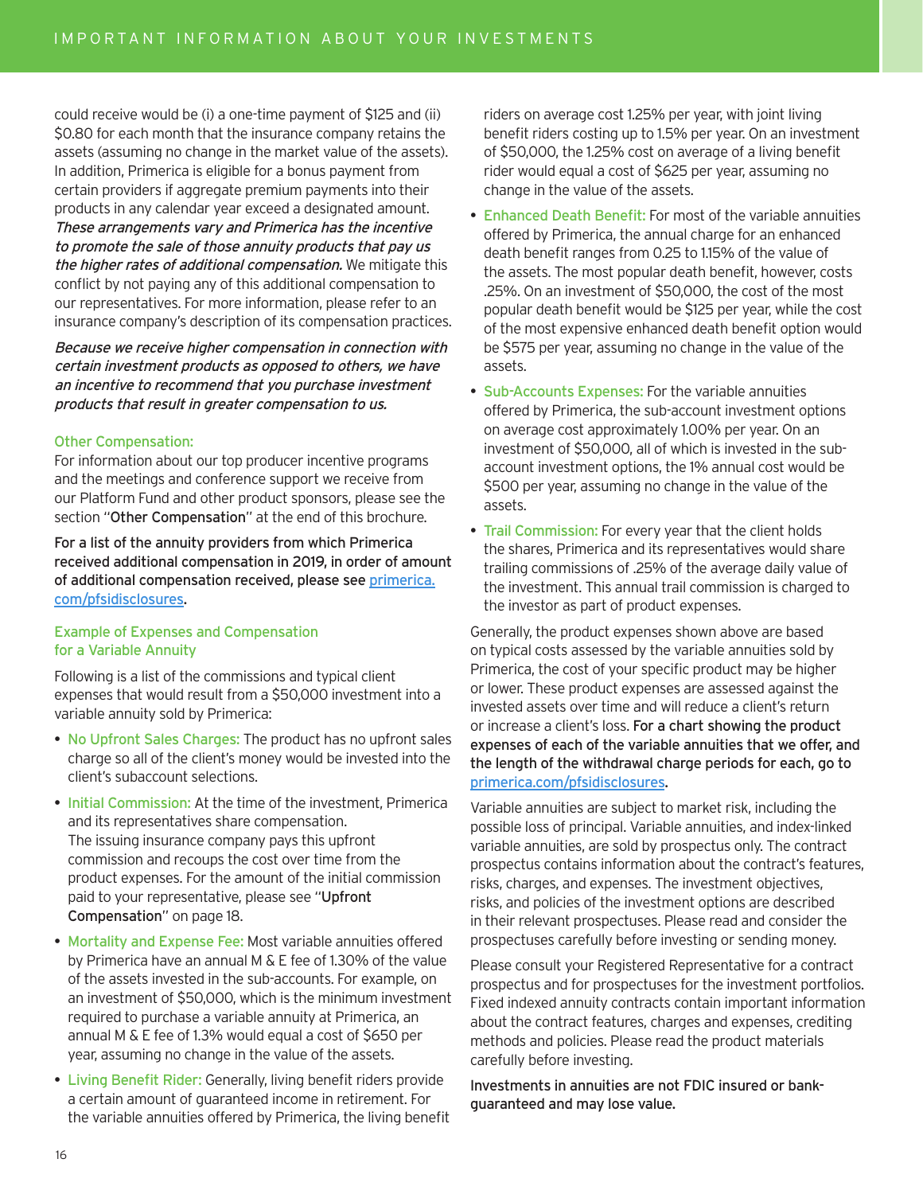could receive would be (i) a one-time payment of $125 and (ii) $0.80 for each month that the insurance company retains the assets (assuming no change in the market value of the assets). In addition, Primerica is eligible for a bonus payment from certain providers if aggregate premium payments into their products in any calendar year exceed a designated amount. *These arrangements vary and Primerica has the incentive to promote the sale of those annuity products that pay us the higher rates of additional compensation.* We mitigate this conflict by not paying any of this additional compensation to our representatives. For more information, please refer to an insurance company's description of its compensation practices.

*Because we receive higher compensation in connection with certain investment products as opposed to others, we have an incentive to recommend that you purchase investment products that result in greater compensation to us.*

### Other Compensation:

For information about our top producer incentive programs and the meetings and conference support we receive from our Platform Fund and other product sponsors, please see the section "**Other Compensation**" at the end of this brochure.

**For a list of the annuity providers from which Primerica received additional compensation in 2019, in order of amount of additional compensation received, please see primerica.com/pfsidisclosures.**

### Example of Expenses and Compensation for a Variable Annuity

Following is a list of the commissions and typical client expenses that would result from a $50,000 investment into a variable annuity sold by Primerica:

- **No Upfront Sales Charges:** The product has no upfront sales charge so all of the client's money would be invested into the client's subaccount selections.
- **Initial Commission:** At the time of the investment, Primerica and its representatives share compensation. The issuing insurance company pays this upfront commission and recoups the cost over time from the product expenses. For the amount of the initial commission paid to your representative, please see "**Upfront Compensation**" on page 18.
- **Mortality and Expense Fee:** Most variable annuities offered by Primerica have an annual M & E fee of 1.30% of the value of the assets invested in the sub-accounts. For example, on an investment of $50,000, which is the minimum investment required to purchase a variable annuity at Primerica, an annual M & E fee of 1.3% would equal a cost of $650 per year, assuming no change in the value of the assets.
- **Living Benefit Rider:** Generally, living benefit riders provide a certain amount of guaranteed income in retirement. For the variable annuities offered by Primerica, the living benefit riders on average cost 1.25% per year, with joint living benefit riders costing up to 1.5% per year. On an investment of $50,000, the 1.25% cost on average of a living benefit rider would equal a cost of $625 per year, assuming no change in the value of the assets.
- **Enhanced Death Benefit:** For most of the variable annuities offered by Primerica, the annual charge for an enhanced death benefit ranges from 0.25 to 1.15% of the value of the assets. The most popular death benefit, however, costs .25%. On an investment of $50,000, the cost of the most popular death benefit would be $125 per year, while the cost of the most expensive enhanced death benefit option would be $575 per year, assuming no change in the value of the assets.
- **Sub-Accounts Expenses:** For the variable annuities offered by Primerica, the sub-account investment options on average cost approximately 1.00% per year. On an investment of $50,000, all of which is invested in the sub-account investment options, the 1% annual cost would be $500 per year, assuming no change in the value of the assets.
- **Trail Commission:** For every year that the client holds the shares, Primerica and its representatives would share trailing commissions of .25% of the average daily value of the investment. This annual trail commission is charged to the investor as part of product expenses.

Generally, the product expenses shown above are based on typical costs assessed by the variable annuities sold by Primerica, the cost of your specific product may be higher or lower. These product expenses are assessed against the invested assets over time and will reduce a client's return or increase a client's loss. **For a chart showing the product expenses of each of the variable annuities that we offer, and the length of the withdrawal charge periods for each, go to primerica.com/pfsidisclosures.**

Variable annuities are subject to market risk, including the possible loss of principal. Variable annuities, and index-linked variable annuities, are sold by prospectus only. The contract prospectus contains information about the contract's features, risks, charges, and expenses. The investment objectives, risks, and policies of the investment options are described in their relevant prospectuses. Please read and consider the prospectuses carefully before investing or sending money.

Please consult your Registered Representative for a contract prospectus and for prospectuses for the investment portfolios. Fixed indexed annuity contracts contain important information about the contract features, charges and expenses, crediting methods and policies. Please read the product materials carefully before investing.

**Investments in annuities are not FDIC insured or bank-guaranteed and may lose value.**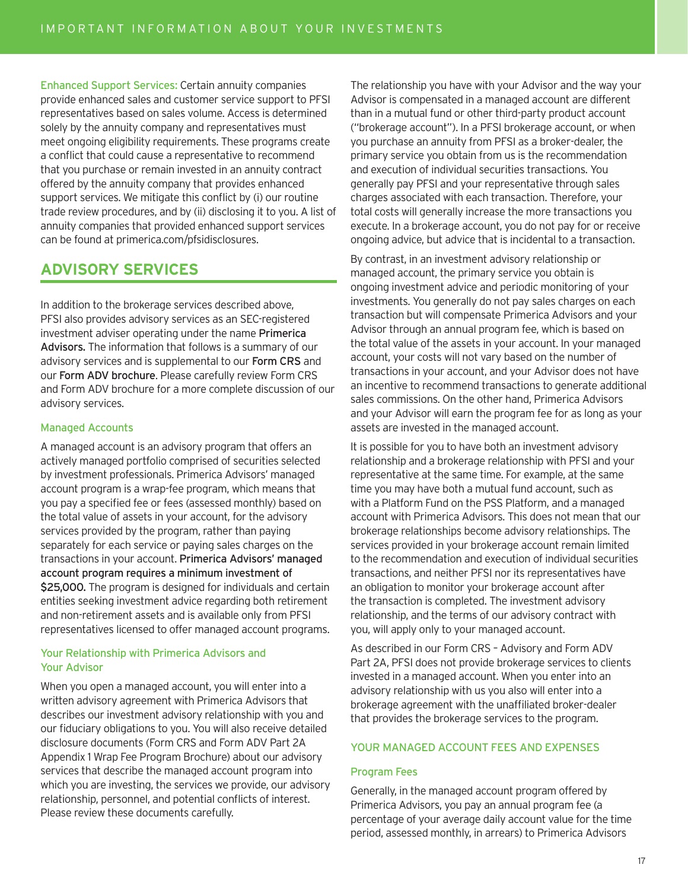**Enhanced Support Services:** Certain annuity companies provide enhanced sales and customer service support to PFSI representatives based on sales volume. Access is determined solely by the annuity company and representatives must meet ongoing eligibility requirements. These programs create a conflict that could cause a representative to recommend that you purchase or remain invested in an annuity contract offered by the annuity company that provides enhanced support services. We mitigate this conflict by (i) our routine trade review procedures, and by (ii) disclosing it to you. A list of annuity companies that provided enhanced support services can be found at primerica.com/pfsidisclosures.

## ADVISORY SERVICES

In addition to the brokerage services described above, PFSI also provides advisory services as an SEC-registered investment adviser operating under the name **Primerica Advisors.** The information that follows is a summary of our advisory services and is supplemental to our **Form CRS** and our **Form ADV brochure**. Please carefully review Form CRS and Form ADV brochure for a more complete discussion of our advisory services.

### Managed Accounts

A managed account is an advisory program that offers an actively managed portfolio comprised of securities selected by investment professionals. Primerica Advisors' managed account program is a wrap-fee program, which means that you pay a specified fee or fees (assessed monthly) based on the total value of assets in your account, for the advisory services provided by the program, rather than paying separately for each service or paying sales charges on the transactions in your account. **Primerica Advisors' managed account program requires a minimum investment of $25,000.** The program is designed for individuals and certain entities seeking investment advice regarding both retirement and non-retirement assets and is available only from PFSI representatives licensed to offer managed account programs.

### Your Relationship with Primerica Advisors and Your Advisor

When you open a managed account, you will enter into a written advisory agreement with Primerica Advisors that describes our investment advisory relationship with you and our fiduciary obligations to you. You will also receive detailed disclosure documents (Form CRS and Form ADV Part 2A Appendix 1 Wrap Fee Program Brochure) about our advisory services that describe the managed account program into which you are investing, the services we provide, our advisory relationship, personnel, and potential conflicts of interest. Please review these documents carefully.

The relationship you have with your Advisor and the way your Advisor is compensated in a managed account are different than in a mutual fund or other third-party product account ("brokerage account"). In a PFSI brokerage account, or when you purchase an annuity from PFSI as a broker-dealer, the primary service you obtain from us is the recommendation and execution of individual securities transactions. You generally pay PFSI and your representative through sales charges associated with each transaction. Therefore, your total costs will generally increase the more transactions you execute. In a brokerage account, you do not pay for or receive ongoing advice, but advice that is incidental to a transaction.

By contrast, in an investment advisory relationship or managed account, the primary service you obtain is ongoing investment advice and periodic monitoring of your investments. You generally do not pay sales charges on each transaction but will compensate Primerica Advisors and your Advisor through an annual program fee, which is based on the total value of the assets in your account. In your managed account, your costs will not vary based on the number of transactions in your account, and your Advisor does not have an incentive to recommend transactions to generate additional sales commissions. On the other hand, Primerica Advisors and your Advisor will earn the program fee for as long as your assets are invested in the managed account.

It is possible for you to have both an investment advisory relationship and a brokerage relationship with PFSI and your representative at the same time. For example, at the same time you may have both a mutual fund account, such as with a Platform Fund on the PSS Platform, and a managed account with Primerica Advisors. This does not mean that our brokerage relationships become advisory relationships. The services provided in your brokerage account remain limited to the recommendation and execution of individual securities transactions, and neither PFSI nor its representatives have an obligation to monitor your brokerage account after the transaction is completed. The investment advisory relationship, and the terms of our advisory contract with you, will apply only to your managed account.

As described in our Form CRS – Advisory and Form ADV Part 2A, PFSI does not provide brokerage services to clients invested in a managed account. When you enter into an advisory relationship with us you also will enter into a brokerage agreement with the unaffiliated broker-dealer that provides the brokerage services to the program.

### YOUR MANAGED ACCOUNT FEES AND EXPENSES

#### Program Fees

Generally, in the managed account program offered by Primerica Advisors, you pay an annual program fee (a percentage of your average daily account value for the time period, assessed monthly, in arrears) to Primerica Advisors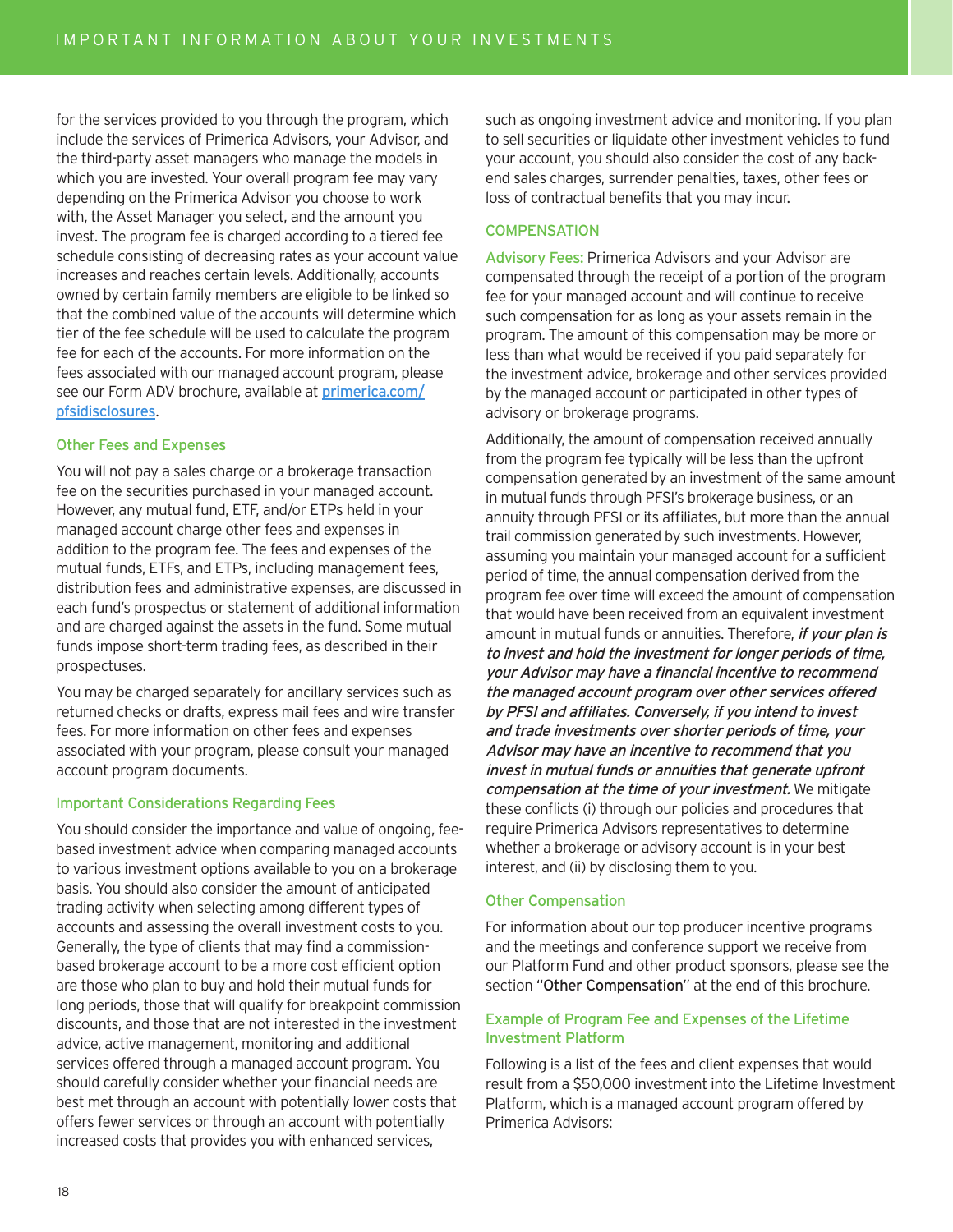for the services provided to you through the program, which include the services of Primerica Advisors, your Advisor, and the third-party asset managers who manage the models in which you are invested. Your overall program fee may vary depending on the Primerica Advisor you choose to work with, the Asset Manager you select, and the amount you invest. The program fee is charged according to a tiered fee schedule consisting of decreasing rates as your account value increases and reaches certain levels. Additionally, accounts owned by certain family members are eligible to be linked so that the combined value of the accounts will determine which tier of the fee schedule will be used to calculate the program fee for each of the accounts. For more information on the fees associated with our managed account program, please see our Form ADV brochure, available at [primerica.com/pfsidisclosures](primerica.com/pfsidisclosures).

### Other Fees and Expenses

You will not pay a sales charge or a brokerage transaction fee on the securities purchased in your managed account. However, any mutual fund, ETF, and/or ETPs held in your managed account charge other fees and expenses in addition to the program fee. The fees and expenses of the mutual funds, ETFs, and ETPs, including management fees, distribution fees and administrative expenses, are discussed in each fund's prospectus or statement of additional information and are charged against the assets in the fund. Some mutual funds impose short-term trading fees, as described in their prospectuses.

You may be charged separately for ancillary services such as returned checks or drafts, express mail fees and wire transfer fees. For more information on other fees and expenses associated with your program, please consult your managed account program documents.

### Important Considerations Regarding Fees

You should consider the importance and value of ongoing, fee-based investment advice when comparing managed accounts to various investment options available to you on a brokerage basis. You should also consider the amount of anticipated trading activity when selecting among different types of accounts and assessing the overall investment costs to you. Generally, the type of clients that may find a commission-based brokerage account to be a more cost efficient option are those who plan to buy and hold their mutual funds for long periods, those that will qualify for breakpoint commission discounts, and those that are not interested in the investment advice, active management, monitoring and additional services offered through a managed account program. You should carefully consider whether your financial needs are best met through an account with potentially lower costs that offers fewer services or through an account with potentially increased costs that provides you with enhanced services, such as ongoing investment advice and monitoring. If you plan to sell securities or liquidate other investment vehicles to fund your account, you should also consider the cost of any back-end sales charges, surrender penalties, taxes, other fees or loss of contractual benefits that you may incur.

## COMPENSATION

**Advisory Fees:** Primerica Advisors and your Advisor are compensated through the receipt of a portion of the program fee for your managed account and will continue to receive such compensation for as long as your assets remain in the program. The amount of this compensation may be more or less than what would be received if you paid separately for the investment advice, brokerage and other services provided by the managed account or participated in other types of advisory or brokerage programs.

Additionally, the amount of compensation received annually from the program fee typically will be less than the upfront compensation generated by an investment of the same amount in mutual funds through PFSI's brokerage business, or an annuity through PFSI or its affiliates, but more than the annual trail commission generated by such investments. However, assuming you maintain your managed account for a sufficient period of time, the annual compensation derived from the program fee over time will exceed the amount of compensation that would have been received from an equivalent investment amount in mutual funds or annuities. Therefore, ***if your plan is to invest and hold the investment for longer periods of time, your Advisor may have a financial incentive to recommend the managed account program over other services offered by PFSI and affiliates. Conversely, if you intend to invest and trade investments over shorter periods of time, your Advisor may have an incentive to recommend that you invest in mutual funds or annuities that generate upfront compensation at the time of your investment.*** We mitigate these conflicts (i) through our policies and procedures that require Primerica Advisors representatives to determine whether a brokerage or advisory account is in your best interest, and (ii) by disclosing them to you.

### Other Compensation

For information about our top producer incentive programs and the meetings and conference support we receive from our Platform Fund and other product sponsors, please see the section "Other Compensation" at the end of this brochure.

### Example of Program Fee and Expenses of the Lifetime Investment Platform

Following is a list of the fees and client expenses that would result from a $50,000 investment into the Lifetime Investment Platform, which is a managed account program offered by Primerica Advisors: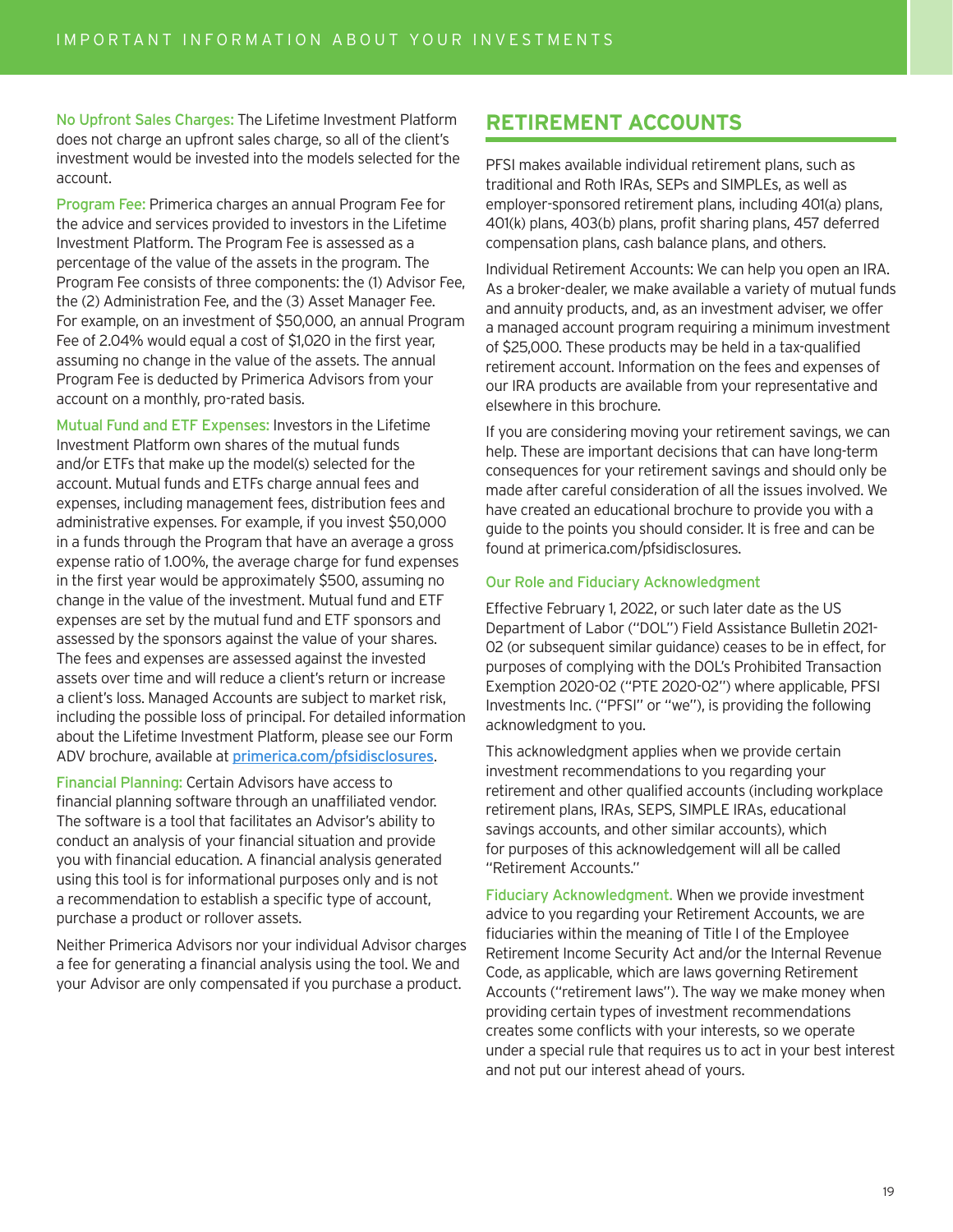**No Upfront Sales Charges:** The Lifetime Investment Platform does not charge an upfront sales charge, so all of the client's investment would be invested into the models selected for the account.

**Program Fee:** Primerica charges an annual Program Fee for the advice and services provided to investors in the Lifetime Investment Platform. The Program Fee is assessed as a percentage of the value of the assets in the program. The Program Fee consists of three components: the (1) Advisor Fee, the (2) Administration Fee, and the (3) Asset Manager Fee. For example, on an investment of $50,000, an annual Program Fee of 2.04% would equal a cost of $1,020 in the first year, assuming no change in the value of the assets. The annual Program Fee is deducted by Primerica Advisors from your account on a monthly, pro-rated basis.

**Mutual Fund and ETF Expenses:** Investors in the Lifetime Investment Platform own shares of the mutual funds and/or ETFs that make up the model(s) selected for the account. Mutual funds and ETFs charge annual fees and expenses, including management fees, distribution fees and administrative expenses. For example, if you invest $50,000 in a funds through the Program that have an average a gross expense ratio of 1.00%, the average charge for fund expenses in the first year would be approximately $500, assuming no change in the value of the investment. Mutual fund and ETF expenses are set by the mutual fund and ETF sponsors and assessed by the sponsors against the value of your shares. The fees and expenses are assessed against the invested assets over time and will reduce a client's return or increase a client's loss. Managed Accounts are subject to market risk, including the possible loss of principal. For detailed information about the Lifetime Investment Platform, please see our Form ADV brochure, available at [primerica.com/pfsidisclosures](primerica.com/pfsidisclosures).

**Financial Planning:** Certain Advisors have access to financial planning software through an unaffiliated vendor. The software is a tool that facilitates an Advisor's ability to conduct an analysis of your financial situation and provide you with financial education. A financial analysis generated using this tool is for informational purposes only and is not a recommendation to establish a specific type of account, purchase a product or rollover assets.

Neither Primerica Advisors nor your individual Advisor charges a fee for generating a financial analysis using the tool. We and your Advisor are only compensated if you purchase a product.

## RETIREMENT ACCOUNTS

PFSI makes available individual retirement plans, such as traditional and Roth IRAs, SEPs and SIMPLEs, as well as employer-sponsored retirement plans, including 401(a) plans, 401(k) plans, 403(b) plans, profit sharing plans, 457 deferred compensation plans, cash balance plans, and others.

Individual Retirement Accounts: We can help you open an IRA. As a broker-dealer, we make available a variety of mutual funds and annuity products, and, as an investment adviser, we offer a managed account program requiring a minimum investment of $25,000. These products may be held in a tax-qualified retirement account. Information on the fees and expenses of our IRA products are available from your representative and elsewhere in this brochure.

If you are considering moving your retirement savings, we can help. These are important decisions that can have long-term consequences for your retirement savings and should only be made after careful consideration of all the issues involved. We have created an educational brochure to provide you with a guide to the points you should consider. It is free and can be found at primerica.com/pfsidisclosures.

### Our Role and Fiduciary Acknowledgment

Effective February 1, 2022, or such later date as the US Department of Labor ("DOL") Field Assistance Bulletin 2021-02 (or subsequent similar guidance) ceases to be in effect, for purposes of complying with the DOL's Prohibited Transaction Exemption 2020-02 ("PTE 2020-02") where applicable, PFSI Investments Inc. ("PFSI" or "we"), is providing the following acknowledgment to you.

This acknowledgment applies when we provide certain investment recommendations to you regarding your retirement and other qualified accounts (including workplace retirement plans, IRAs, SEPS, SIMPLE IRAs, educational savings accounts, and other similar accounts), which for purposes of this acknowledgement will all be called "Retirement Accounts."

**Fiduciary Acknowledgment.** When we provide investment advice to you regarding your Retirement Accounts, we are fiduciaries within the meaning of Title I of the Employee Retirement Income Security Act and/or the Internal Revenue Code, as applicable, which are laws governing Retirement Accounts ("retirement laws"). The way we make money when providing certain types of investment recommendations creates some conflicts with your interests, so we operate under a special rule that requires us to act in your best interest and not put our interest ahead of yours.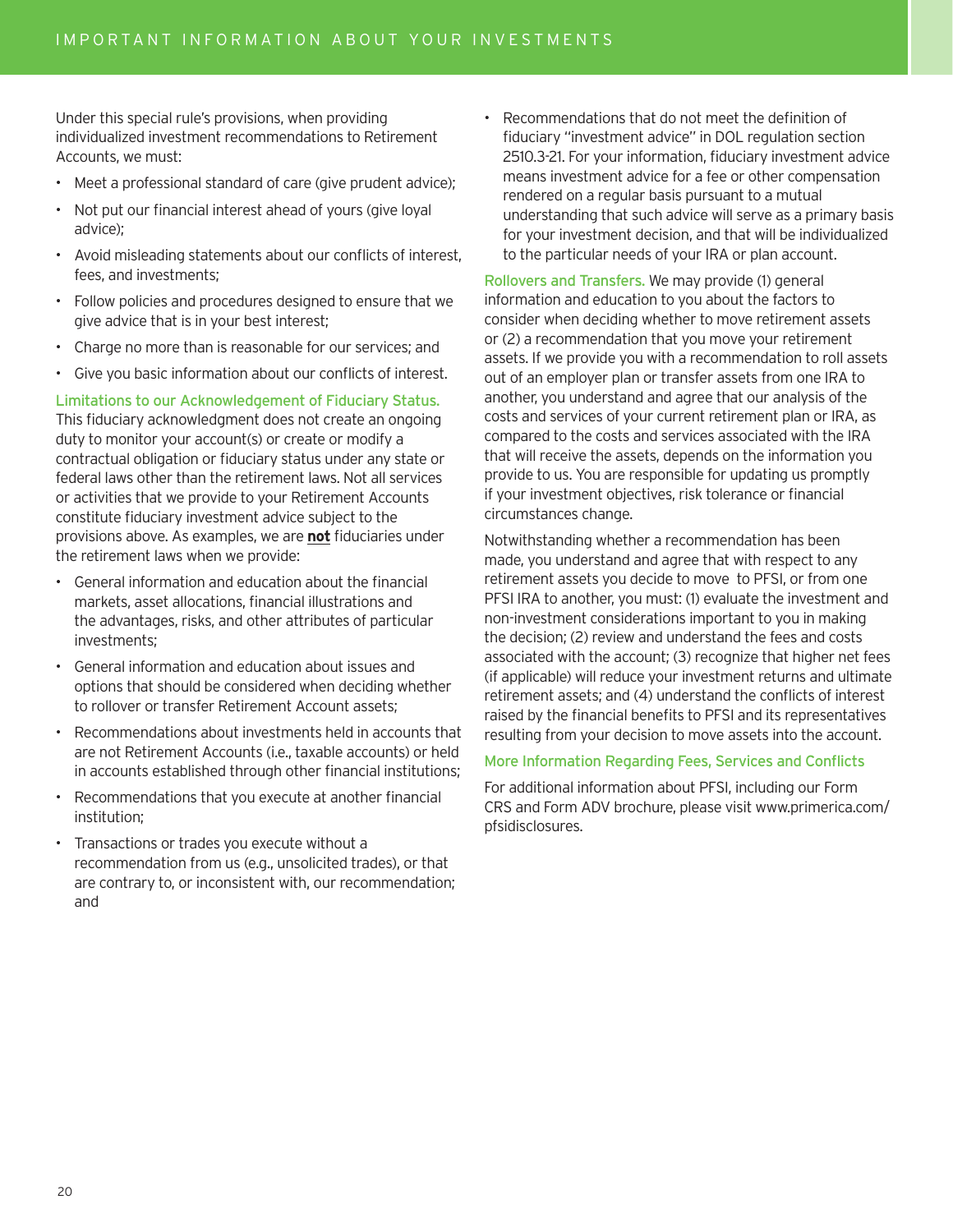Under this special rule's provisions, when providing individualized investment recommendations to Retirement Accounts, we must:

- Meet a professional standard of care (give prudent advice);
- Not put our financial interest ahead of yours (give loyal advice);
- Avoid misleading statements about our conflicts of interest, fees, and investments;
- Follow policies and procedures designed to ensure that we give advice that is in your best interest;
- Charge no more than is reasonable for our services; and
- Give you basic information about our conflicts of interest.

**Limitations to our Acknowledgement of Fiduciary Status.** This fiduciary acknowledgment does not create an ongoing duty to monitor your account(s) or create or modify a contractual obligation or fiduciary status under any state or federal laws other than the retirement laws. Not all services or activities that we provide to your Retirement Accounts constitute fiduciary investment advice subject to the provisions above. As examples, we are **not** fiduciaries under the retirement laws when we provide:

- General information and education about the financial markets, asset allocations, financial illustrations and the advantages, risks, and other attributes of particular investments;
- General information and education about issues and options that should be considered when deciding whether to rollover or transfer Retirement Account assets;
- Recommendations about investments held in accounts that are not Retirement Accounts (i.e., taxable accounts) or held in accounts established through other financial institutions;
- Recommendations that you execute at another financial institution;
- Transactions or trades you execute without a recommendation from us (e.g., unsolicited trades), or that are contrary to, or inconsistent with, our recommendation; and
- Recommendations that do not meet the definition of fiduciary "investment advice" in DOL regulation section 2510.3-21. For your information, fiduciary investment advice means investment advice for a fee or other compensation rendered on a regular basis pursuant to a mutual understanding that such advice will serve as a primary basis for your investment decision, and that will be individualized to the particular needs of your IRA or plan account.

**Rollovers and Transfers.** We may provide (1) general information and education to you about the factors to consider when deciding whether to move retirement assets or (2) a recommendation that you move your retirement assets. If we provide you with a recommendation to roll assets out of an employer plan or transfer assets from one IRA to another, you understand and agree that our analysis of the costs and services of your current retirement plan or IRA, as compared to the costs and services associated with the IRA that will receive the assets, depends on the information you provide to us. You are responsible for updating us promptly if your investment objectives, risk tolerance or financial circumstances change.

Notwithstanding whether a recommendation has been made, you understand and agree that with respect to any retirement assets you decide to move to PFSI, or from one PFSI IRA to another, you must: (1) evaluate the investment and non-investment considerations important to you in making the decision; (2) review and understand the fees and costs associated with the account; (3) recognize that higher net fees (if applicable) will reduce your investment returns and ultimate retirement assets; and (4) understand the conflicts of interest raised by the financial benefits to PFSI and its representatives resulting from your decision to move assets into the account.

**More Information Regarding Fees, Services and Conflicts**

For additional information about PFSI, including our Form CRS and Form ADV brochure, please visit www.primerica.com/pfsidisclosures.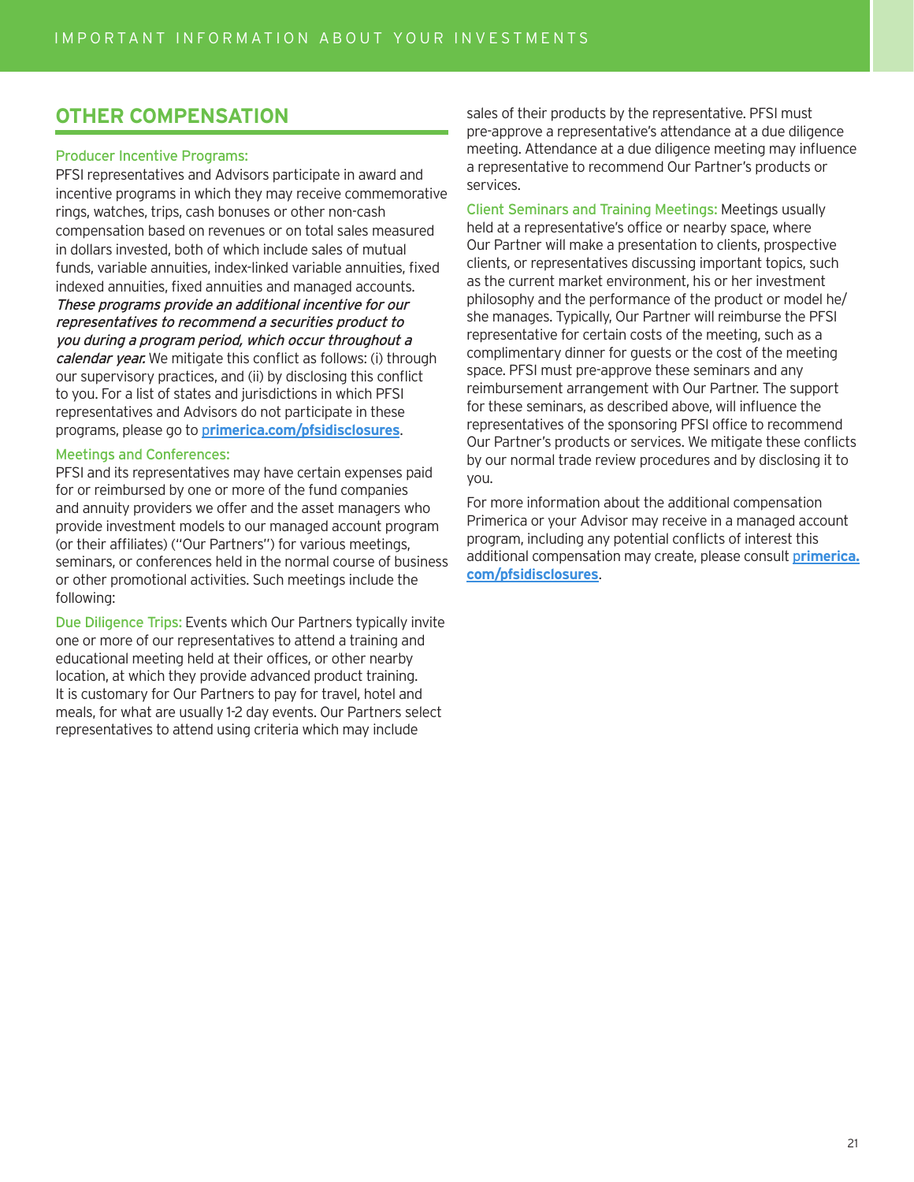## OTHER COMPENSATION

### Producer Incentive Programs:

PFSI representatives and Advisors participate in award and incentive programs in which they may receive commemorative rings, watches, trips, cash bonuses or other non-cash compensation based on revenues or on total sales measured in dollars invested, both of which include sales of mutual funds, variable annuities, index-linked variable annuities, fixed indexed annuities, fixed annuities and managed accounts. *These programs provide an additional incentive for our representatives to recommend a securities product to you during a program period, which occur throughout a calendar year.* We mitigate this conflict as follows: (i) through our supervisory practices, and (ii) by disclosing this conflict to you. For a list of states and jurisdictions in which PFSI representatives and Advisors do not participate in these programs, please go to **primerica.com/pfsidisclosures**.

### Meetings and Conferences:

PFSI and its representatives may have certain expenses paid for or reimbursed by one or more of the fund companies and annuity providers we offer and the asset managers who provide investment models to our managed account program (or their affiliates) ("Our Partners") for various meetings, seminars, or conferences held in the normal course of business or other promotional activities. Such meetings include the following:

**Due Diligence Trips:** Events which Our Partners typically invite one or more of our representatives to attend a training and educational meeting held at their offices, or other nearby location, at which they provide advanced product training. It is customary for Our Partners to pay for travel, hotel and meals, for what are usually 1-2 day events. Our Partners select representatives to attend using criteria which may include sales of their products by the representative. PFSI must pre-approve a representative's attendance at a due diligence meeting. Attendance at a due diligence meeting may influence a representative to recommend Our Partner's products or services.

**Client Seminars and Training Meetings:** Meetings usually held at a representative's office or nearby space, where Our Partner will make a presentation to clients, prospective clients, or representatives discussing important topics, such as the current market environment, his or her investment philosophy and the performance of the product or model he/she manages. Typically, Our Partner will reimburse the PFSI representative for certain costs of the meeting, such as a complimentary dinner for guests or the cost of the meeting space. PFSI must pre-approve these seminars and any reimbursement arrangement with Our Partner. The support for these seminars, as described above, will influence the representatives of the sponsoring PFSI office to recommend Our Partner's products or services. We mitigate these conflicts by our normal trade review procedures and by disclosing it to you.

For more information about the additional compensation Primerica or your Advisor may receive in a managed account program, including any potential conflicts of interest this additional compensation may create, please consult **primerica.com/pfsidisclosures**.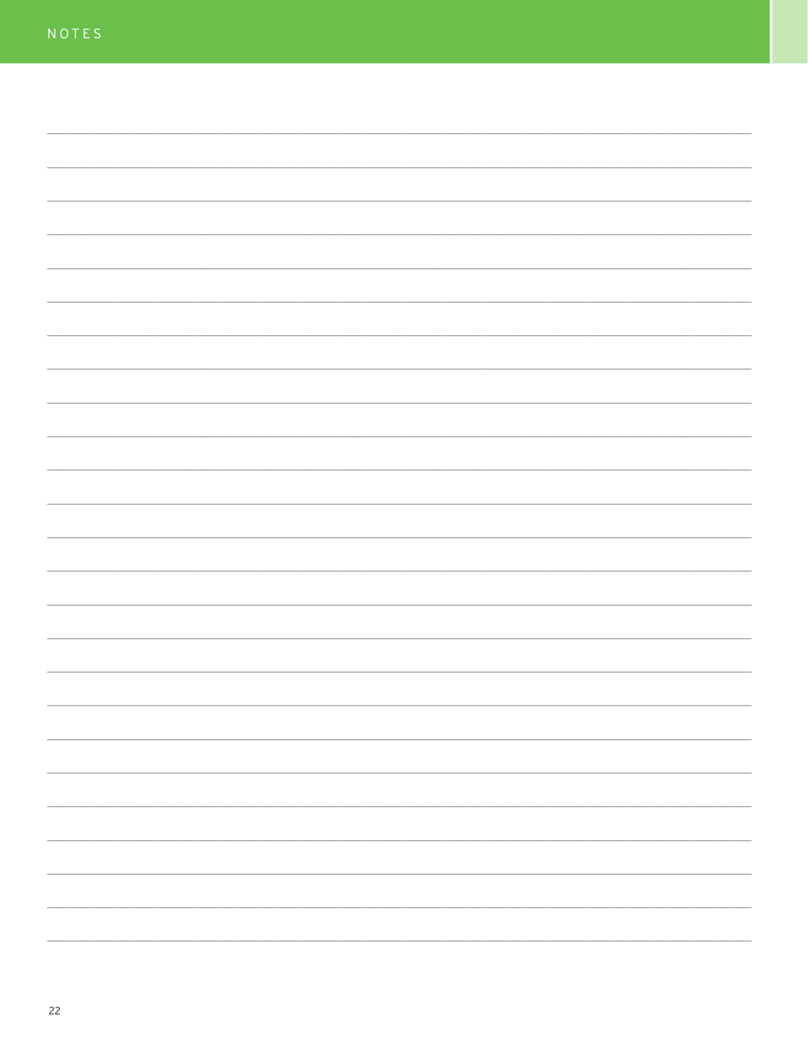# NOTES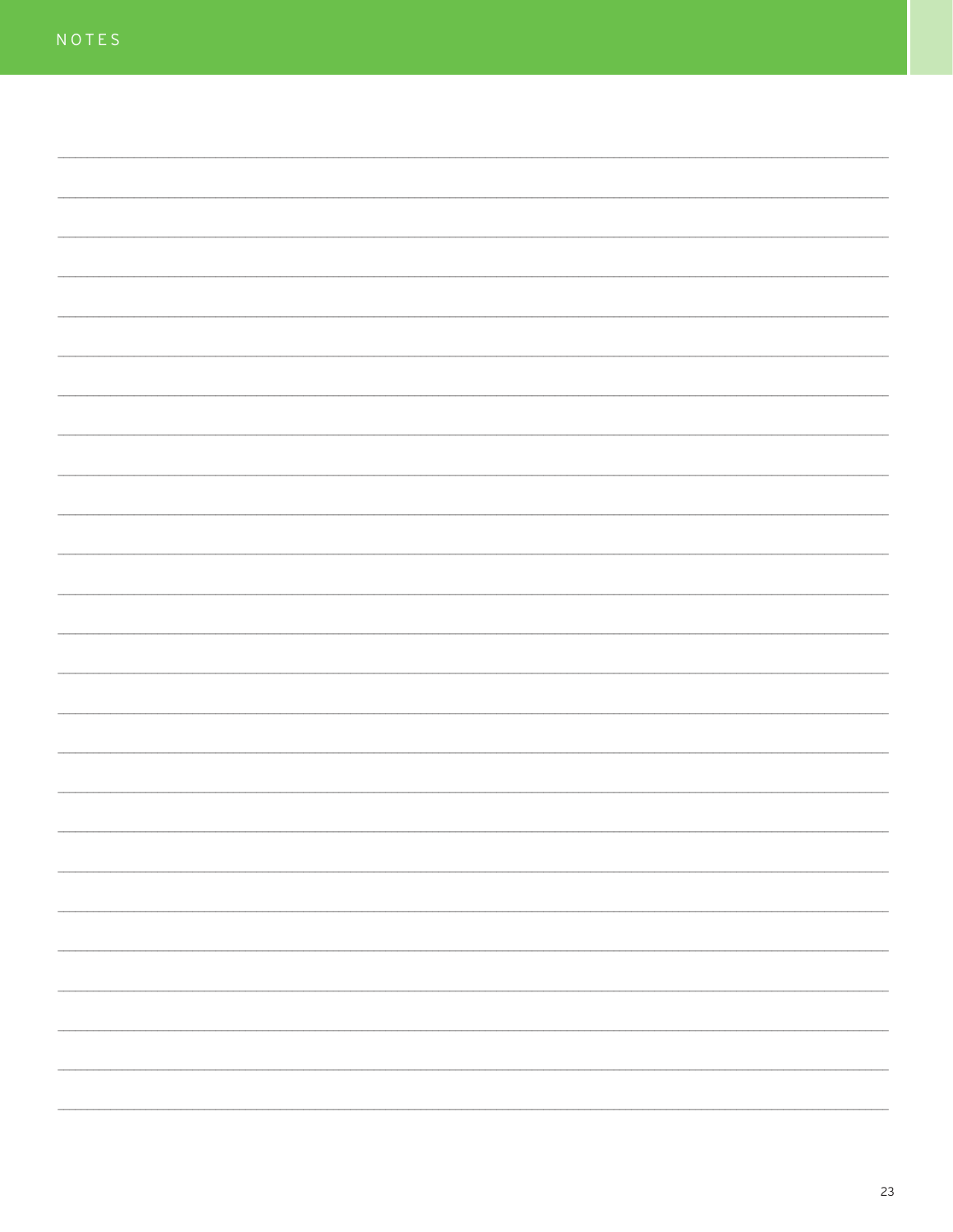# NOTES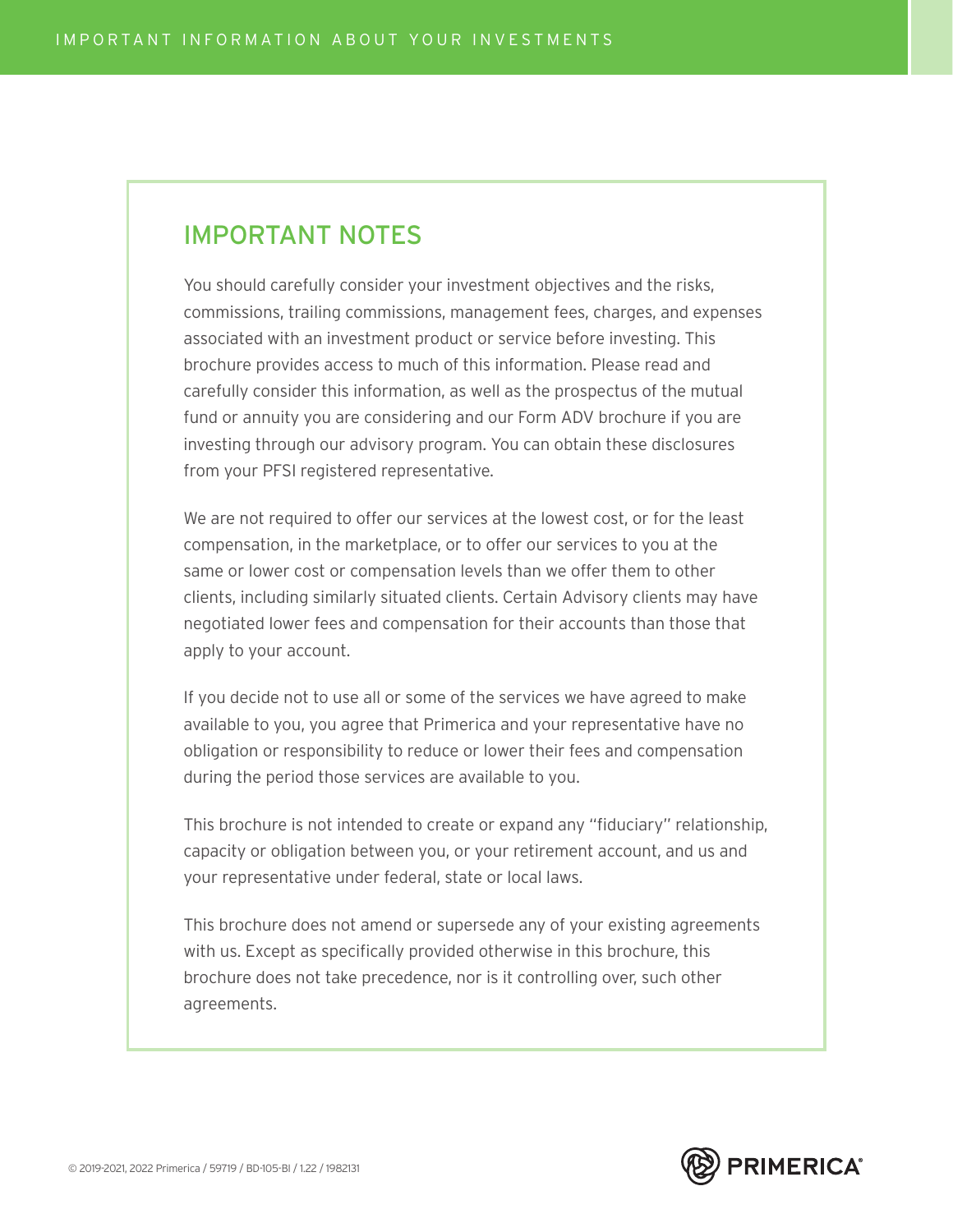## IMPORTANT NOTES

You should carefully consider your investment objectives and the risks, commissions, trailing commissions, management fees, charges, and expenses associated with an investment product or service before investing. This brochure provides access to much of this information. Please read and carefully consider this information, as well as the prospectus of the mutual fund or annuity you are considering and our Form ADV brochure if you are investing through our advisory program. You can obtain these disclosures from your PFSI registered representative.

We are not required to offer our services at the lowest cost, or for the least compensation, in the marketplace, or to offer our services to you at the same or lower cost or compensation levels than we offer them to other clients, including similarly situated clients. Certain Advisory clients may have negotiated lower fees and compensation for their accounts than those that apply to your account.

If you decide not to use all or some of the services we have agreed to make available to you, you agree that Primerica and your representative have no obligation or responsibility to reduce or lower their fees and compensation during the period those services are available to you.

This brochure is not intended to create or expand any "fiduciary" relationship, capacity or obligation between you, or your retirement account, and us and your representative under federal, state or local laws.

This brochure does not amend or supersede any of your existing agreements with us. Except as specifically provided otherwise in this brochure, this brochure does not take precedence, nor is it controlling over, such other agreements.

© 2019-2021, 2022 Primerica / 59719 / BD-105-BI / 1.22 / 1982131